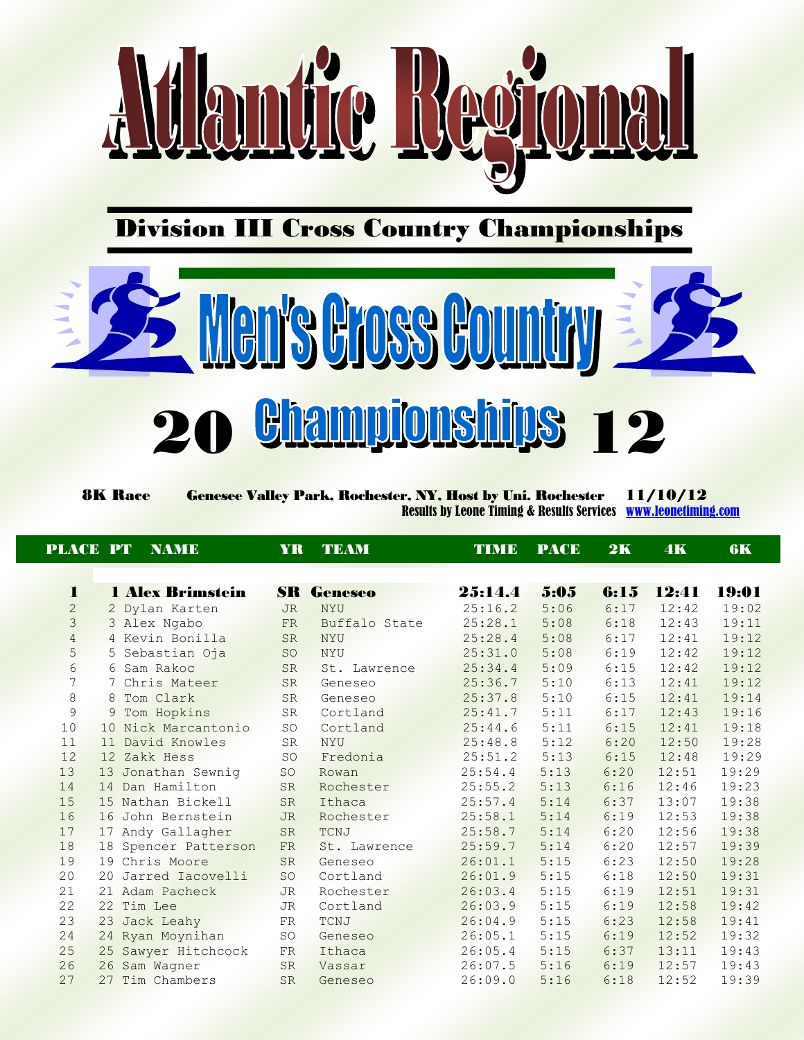# Atlantic Regional

## Division III Cross Country Championships

# Men's Cross Country

# 20 Championships 12

**8K Race** **Genesee Valley Park, Rochester, NY, Host by Uni. Rochester** **11/10/12**

Results by Leone Timing & Results Services www.leonetiming.com

| PLACE | PT | NAME | YR | TEAM | TIME | PACE | 2K | 4K | 6K |
|---|---|---|---|---|---|---|---|---|---|
| **1** | **1** | **Alex Brimstein** | **SR** | **Geneseo** | **25:14.4** | **5:05** | **6:15** | **12:41** | **19:01** |
| 2 | 2 | Dylan Karten | JR | NYU | 25:16.2 | 5:06 | 6:17 | 12:42 | 19:02 |
| 3 | 3 | Alex Ngabo | FR | Buffalo State | 25:28.1 | 5:08 | 6:18 | 12:43 | 19:11 |
| 4 | 4 | Kevin Bonilla | SR | NYU | 25:28.4 | 5:08 | 6:17 | 12:41 | 19:12 |
| 5 | 5 | Sebastian Oja | SO | NYU | 25:31.0 | 5:08 | 6:19 | 12:42 | 19:12 |
| 6 | 6 | Sam Rakoc | SR | St. Lawrence | 25:34.4 | 5:09 | 6:15 | 12:42 | 19:12 |
| 7 | 7 | Chris Mateer | SR | Geneseo | 25:36.7 | 5:10 | 6:13 | 12:41 | 19:12 |
| 8 | 8 | Tom Clark | SR | Geneseo | 25:37.8 | 5:10 | 6:15 | 12:41 | 19:14 |
| 9 | 9 | Tom Hopkins | SR | Cortland | 25:41.7 | 5:11 | 6:17 | 12:43 | 19:16 |
| 10 | 10 | Nick Marcantonio | SO | Cortland | 25:44.6 | 5:11 | 6:15 | 12:41 | 19:18 |
| 11 | 11 | David Knowles | SR | NYU | 25:48.8 | 5:12 | 6:20 | 12:50 | 19:28 |
| 12 | 12 | Zakk Hess | SO | Fredonia | 25:51.2 | 5:13 | 6:15 | 12:48 | 19:29 |
| 13 | 13 | Jonathan Sewnig | SO | Rowan | 25:54.4 | 5:13 | 6:20 | 12:51 | 19:29 |
| 14 | 14 | Dan Hamilton | SR | Rochester | 25:55.2 | 5:13 | 6:16 | 12:46 | 19:23 |
| 15 | 15 | Nathan Bickell | SR | Ithaca | 25:57.4 | 5:14 | 6:37 | 13:07 | 19:38 |
| 16 | 16 | John Bernstein | JR | Rochester | 25:58.1 | 5:14 | 6:19 | 12:53 | 19:38 |
| 17 | 17 | Andy Gallagher | SR | TCNJ | 25:58.7 | 5:14 | 6:20 | 12:56 | 19:38 |
| 18 | 18 | Spencer Patterson | FR | St. Lawrence | 25:59.7 | 5:14 | 6:20 | 12:57 | 19:39 |
| 19 | 19 | Chris Moore | SR | Geneseo | 26:01.1 | 5:15 | 6:23 | 12:50 | 19:28 |
| 20 | 20 | Jarred Iacovelli | SO | Cortland | 26:01.9 | 5:15 | 6:18 | 12:50 | 19:31 |
| 21 | 21 | Adam Pacheck | JR | Rochester | 26:03.4 | 5:15 | 6:19 | 12:51 | 19:31 |
| 22 | 22 | Tim Lee | JR | Cortland | 26:03.9 | 5:15 | 6:19 | 12:58 | 19:42 |
| 23 | 23 | Jack Leahy | FR | TCNJ | 26:04.9 | 5:15 | 6:23 | 12:58 | 19:41 |
| 24 | 24 | Ryan Moynihan | SO | Geneseo | 26:05.1 | 5:15 | 6:19 | 12:52 | 19:32 |
| 25 | 25 | Sawyer Hitchcock | FR | Ithaca | 26:05.4 | 5:15 | 6:37 | 13:11 | 19:43 |
| 26 | 26 | Sam Wagner | SR | Vassar | 26:07.5 | 5:16 | 6:19 | 12:57 | 19:43 |
| 27 | 27 | Tim Chambers | SR | Geneseo | 26:09.0 | 5:16 | 6:18 | 12:52 | 19:39 |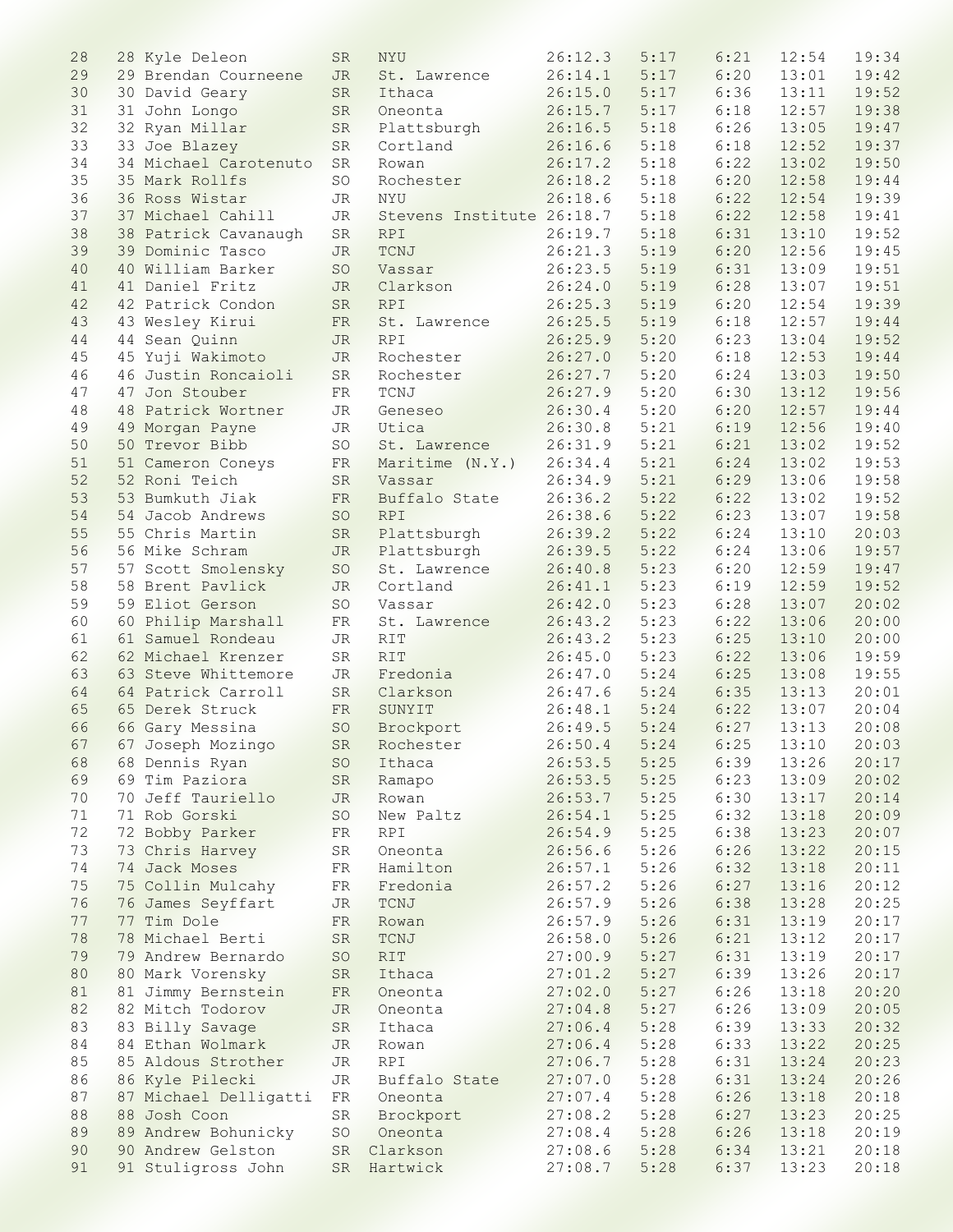| | | | | | | | | |
|---|---|---|---|---|---|---|---|---|
| 28 | 28 Kyle Deleon | SR | NYU | 26:12.3 | 5:17 | 6:21 | 12:54 | 19:34 |
| 29 | 29 Brendan Courneene | JR | St. Lawrence | 26:14.1 | 5:17 | 6:20 | 13:01 | 19:42 |
| 30 | 30 David Geary | SR | Ithaca | 26:15.0 | 5:17 | 6:36 | 13:11 | 19:52 |
| 31 | 31 John Longo | SR | Oneonta | 26:15.7 | 5:17 | 6:18 | 12:57 | 19:38 |
| 32 | 32 Ryan Millar | SR | Plattsburgh | 26:16.5 | 5:18 | 6:26 | 13:05 | 19:47 |
| 33 | 33 Joe Blazey | SR | Cortland | 26:16.6 | 5:18 | 6:18 | 12:52 | 19:37 |
| 34 | 34 Michael Carotenuto | SR | Rowan | 26:17.2 | 5:18 | 6:22 | 13:02 | 19:50 |
| 35 | 35 Mark Rollfs | SO | Rochester | 26:18.2 | 5:18 | 6:20 | 12:58 | 19:44 |
| 36 | 36 Ross Wistar | JR | NYU | 26:18.6 | 5:18 | 6:22 | 12:54 | 19:39 |
| 37 | 37 Michael Cahill | JR | Stevens Institute | 26:18.7 | 5:18 | 6:22 | 12:58 | 19:41 |
| 38 | 38 Patrick Cavanaugh | SR | RPI | 26:19.7 | 5:18 | 6:31 | 13:10 | 19:52 |
| 39 | 39 Dominic Tasco | JR | TCNJ | 26:21.3 | 5:19 | 6:20 | 12:56 | 19:45 |
| 40 | 40 William Barker | SO | Vassar | 26:23.5 | 5:19 | 6:31 | 13:09 | 19:51 |
| 41 | 41 Daniel Fritz | JR | Clarkson | 26:24.0 | 5:19 | 6:28 | 13:07 | 19:51 |
| 42 | 42 Patrick Condon | SR | RPI | 26:25.3 | 5:19 | 6:20 | 12:54 | 19:39 |
| 43 | 43 Wesley Kirui | FR | St. Lawrence | 26:25.5 | 5:19 | 6:18 | 12:57 | 19:44 |
| 44 | 44 Sean Quinn | JR | RPI | 26:25.9 | 5:20 | 6:23 | 13:04 | 19:52 |
| 45 | 45 Yuji Wakimoto | JR | Rochester | 26:27.0 | 5:20 | 6:18 | 12:53 | 19:44 |
| 46 | 46 Justin Roncaioli | SR | Rochester | 26:27.7 | 5:20 | 6:24 | 13:03 | 19:50 |
| 47 | 47 Jon Stouber | FR | TCNJ | 26:27.9 | 5:20 | 6:30 | 13:12 | 19:56 |
| 48 | 48 Patrick Wortner | JR | Geneseo | 26:30.4 | 5:20 | 6:20 | 12:57 | 19:44 |
| 49 | 49 Morgan Payne | JR | Utica | 26:30.8 | 5:21 | 6:19 | 12:56 | 19:40 |
| 50 | 50 Trevor Bibb | SO | St. Lawrence | 26:31.9 | 5:21 | 6:21 | 13:02 | 19:52 |
| 51 | 51 Cameron Coneys | FR | Maritime (N.Y.) | 26:34.4 | 5:21 | 6:24 | 13:02 | 19:53 |
| 52 | 52 Roni Teich | SR | Vassar | 26:34.9 | 5:21 | 6:29 | 13:06 | 19:58 |
| 53 | 53 Bumkuth Jiak | FR | Buffalo State | 26:36.2 | 5:22 | 6:22 | 13:02 | 19:52 |
| 54 | 54 Jacob Andrews | SO | RPI | 26:38.6 | 5:22 | 6:23 | 13:07 | 19:58 |
| 55 | 55 Chris Martin | SR | Plattsburgh | 26:39.2 | 5:22 | 6:24 | 13:10 | 20:03 |
| 56 | 56 Mike Schram | JR | Plattsburgh | 26:39.5 | 5:22 | 6:24 | 13:06 | 19:57 |
| 57 | 57 Scott Smolensky | SO | St. Lawrence | 26:40.8 | 5:23 | 6:20 | 12:59 | 19:47 |
| 58 | 58 Brent Pavlick | JR | Cortland | 26:41.1 | 5:23 | 6:19 | 12:59 | 19:52 |
| 59 | 59 Eliot Gerson | SO | Vassar | 26:42.0 | 5:23 | 6:28 | 13:07 | 20:02 |
| 60 | 60 Philip Marshall | FR | St. Lawrence | 26:43.2 | 5:23 | 6:22 | 13:06 | 20:00 |
| 61 | 61 Samuel Rondeau | JR | RIT | 26:43.2 | 5:23 | 6:25 | 13:10 | 20:00 |
| 62 | 62 Michael Krenzer | SR | RIT | 26:45.0 | 5:23 | 6:22 | 13:06 | 19:59 |
| 63 | 63 Steve Whittemore | JR | Fredonia | 26:47.0 | 5:24 | 6:25 | 13:08 | 19:55 |
| 64 | 64 Patrick Carroll | SR | Clarkson | 26:47.6 | 5:24 | 6:35 | 13:13 | 20:01 |
| 65 | 65 Derek Struck | FR | SUNYIT | 26:48.1 | 5:24 | 6:22 | 13:07 | 20:04 |
| 66 | 66 Gary Messina | SO | Brockport | 26:49.5 | 5:24 | 6:27 | 13:13 | 20:08 |
| 67 | 67 Joseph Mozingo | SR | Rochester | 26:50.4 | 5:24 | 6:25 | 13:10 | 20:03 |
| 68 | 68 Dennis Ryan | SO | Ithaca | 26:53.5 | 5:25 | 6:39 | 13:26 | 20:17 |
| 69 | 69 Tim Paziora | SR | Ramapo | 26:53.5 | 5:25 | 6:23 | 13:09 | 20:02 |
| 70 | 70 Jeff Tauriello | JR | Rowan | 26:53.7 | 5:25 | 6:30 | 13:17 | 20:14 |
| 71 | 71 Rob Gorski | SO | New Paltz | 26:54.1 | 5:25 | 6:32 | 13:18 | 20:09 |
| 72 | 72 Bobby Parker | FR | RPI | 26:54.9 | 5:25 | 6:38 | 13:23 | 20:07 |
| 73 | 73 Chris Harvey | SR | Oneonta | 26:56.6 | 5:26 | 6:26 | 13:22 | 20:15 |
| 74 | 74 Jack Moses | FR | Hamilton | 26:57.1 | 5:26 | 6:32 | 13:18 | 20:11 |
| 75 | 75 Collin Mulcahy | FR | Fredonia | 26:57.2 | 5:26 | 6:27 | 13:16 | 20:12 |
| 76 | 76 James Seyffart | JR | TCNJ | 26:57.9 | 5:26 | 6:38 | 13:28 | 20:25 |
| 77 | 77 Tim Dole | FR | Rowan | 26:57.9 | 5:26 | 6:31 | 13:19 | 20:17 |
| 78 | 78 Michael Berti | SR | TCNJ | 26:58.0 | 5:26 | 6:21 | 13:12 | 20:17 |
| 79 | 79 Andrew Bernardo | SO | RIT | 27:00.9 | 5:27 | 6:31 | 13:19 | 20:17 |
| 80 | 80 Mark Vorensky | SR | Ithaca | 27:01.2 | 5:27 | 6:39 | 13:26 | 20:17 |
| 81 | 81 Jimmy Bernstein | FR | Oneonta | 27:02.0 | 5:27 | 6:26 | 13:18 | 20:20 |
| 82 | 82 Mitch Todorov | JR | Oneonta | 27:04.8 | 5:27 | 6:26 | 13:09 | 20:05 |
| 83 | 83 Billy Savage | SR | Ithaca | 27:06.4 | 5:28 | 6:39 | 13:33 | 20:32 |
| 84 | 84 Ethan Wolmark | JR | Rowan | 27:06.4 | 5:28 | 6:33 | 13:22 | 20:25 |
| 85 | 85 Aldous Strother | JR | RPI | 27:06.7 | 5:28 | 6:31 | 13:24 | 20:23 |
| 86 | 86 Kyle Pilecki | JR | Buffalo State | 27:07.0 | 5:28 | 6:31 | 13:24 | 20:26 |
| 87 | 87 Michael Delligatti | FR | Oneonta | 27:07.4 | 5:28 | 6:26 | 13:18 | 20:18 |
| 88 | 88 Josh Coon | SR | Brockport | 27:08.2 | 5:28 | 6:27 | 13:23 | 20:25 |
| 89 | 89 Andrew Bohunicky | SO | Oneonta | 27:08.4 | 5:28 | 6:26 | 13:18 | 20:19 |
| 90 | 90 Andrew Gelston | SR | Clarkson | 27:08.6 | 5:28 | 6:34 | 13:21 | 20:18 |
| 91 | 91 Stuligross John | SR | Hartwick | 27:08.7 | 5:28 | 6:37 | 13:23 | 20:18 |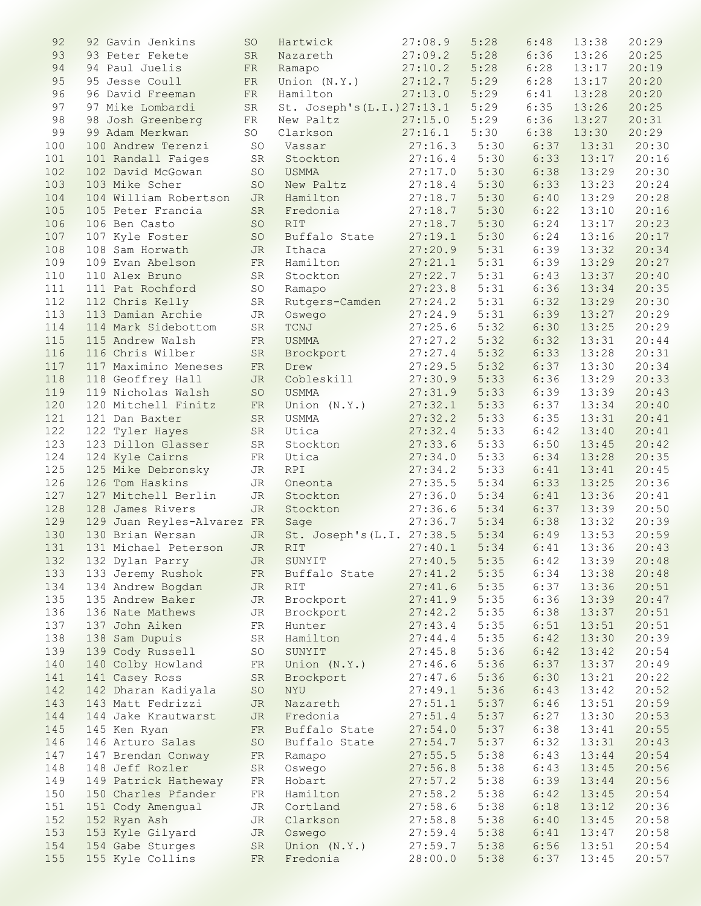| | | | | | | | | |
|---|---|---|---|---|---|---|---|---|
| 92 | 92 Gavin Jenkins | SO | Hartwick | 27:08.9 | 5:28 | 6:48 | 13:38 | 20:29 |
| 93 | 93 Peter Fekete | SR | Nazareth | 27:09.2 | 5:28 | 6:36 | 13:26 | 20:25 |
| 94 | 94 Paul Juelis | FR | Ramapo | 27:10.2 | 5:28 | 6:28 | 13:17 | 20:19 |
| 95 | 95 Jesse Coull | FR | Union (N.Y.) | 27:12.7 | 5:29 | 6:28 | 13:17 | 20:20 |
| 96 | 96 David Freeman | FR | Hamilton | 27:13.0 | 5:29 | 6:41 | 13:28 | 20:20 |
| 97 | 97 Mike Lombardi | SR | St. Joseph's(L.I.) | 27:13.1 | 5:29 | 6:35 | 13:26 | 20:25 |
| 98 | 98 Josh Greenberg | FR | New Paltz | 27:15.0 | 5:29 | 6:36 | 13:27 | 20:31 |
| 99 | 99 Adam Merkwan | SO | Clarkson | 27:16.1 | 5:30 | 6:38 | 13:30 | 20:29 |
| 100 | 100 Andrew Terenzi | SO | Vassar | 27:16.3 | 5:30 | 6:37 | 13:31 | 20:30 |
| 101 | 101 Randall Faiges | SR | Stockton | 27:16.4 | 5:30 | 6:33 | 13:17 | 20:16 |
| 102 | 102 David McGowan | SO | USMMA | 27:17.0 | 5:30 | 6:38 | 13:29 | 20:30 |
| 103 | 103 Mike Scher | SO | New Paltz | 27:18.4 | 5:30 | 6:33 | 13:23 | 20:24 |
| 104 | 104 William Robertson | JR | Hamilton | 27:18.7 | 5:30 | 6:40 | 13:29 | 20:28 |
| 105 | 105 Peter Francia | SR | Fredonia | 27:18.7 | 5:30 | 6:22 | 13:10 | 20:16 |
| 106 | 106 Ben Casto | SO | RIT | 27:18.7 | 5:30 | 6:24 | 13:17 | 20:23 |
| 107 | 107 Kyle Foster | SO | Buffalo State | 27:19.1 | 5:30 | 6:24 | 13:16 | 20:17 |
| 108 | 108 Sam Horwath | JR | Ithaca | 27:20.9 | 5:31 | 6:39 | 13:32 | 20:34 |
| 109 | 109 Evan Abelson | FR | Hamilton | 27:21.1 | 5:31 | 6:39 | 13:29 | 20:27 |
| 110 | 110 Alex Bruno | SR | Stockton | 27:22.7 | 5:31 | 6:43 | 13:37 | 20:40 |
| 111 | 111 Pat Rochford | SO | Ramapo | 27:23.8 | 5:31 | 6:36 | 13:34 | 20:35 |
| 112 | 112 Chris Kelly | SR | Rutgers-Camden | 27:24.2 | 5:31 | 6:32 | 13:29 | 20:30 |
| 113 | 113 Damian Archie | JR | Oswego | 27:24.9 | 5:31 | 6:39 | 13:27 | 20:29 |
| 114 | 114 Mark Sidebottom | SR | TCNJ | 27:25.6 | 5:32 | 6:30 | 13:25 | 20:29 |
| 115 | 115 Andrew Walsh | FR | USMMA | 27:27.2 | 5:32 | 6:32 | 13:31 | 20:44 |
| 116 | 116 Chris Wilber | SR | Brockport | 27:27.4 | 5:32 | 6:33 | 13:28 | 20:31 |
| 117 | 117 Maximino Meneses | FR | Drew | 27:29.5 | 5:32 | 6:37 | 13:30 | 20:34 |
| 118 | 118 Geoffrey Hall | JR | Cobleskill | 27:30.9 | 5:33 | 6:36 | 13:29 | 20:33 |
| 119 | 119 Nicholas Walsh | SO | USMMA | 27:31.9 | 5:33 | 6:39 | 13:39 | 20:43 |
| 120 | 120 Mitchell Finitz | FR | Union (N.Y.) | 27:32.1 | 5:33 | 6:37 | 13:34 | 20:40 |
| 121 | 121 Dan Baxter | SR | USMMA | 27:32.2 | 5:33 | 6:35 | 13:31 | 20:41 |
| 122 | 122 Tyler Hayes | SR | Utica | 27:32.4 | 5:33 | 6:42 | 13:40 | 20:41 |
| 123 | 123 Dillon Glasser | SR | Stockton | 27:33.6 | 5:33 | 6:50 | 13:45 | 20:42 |
| 124 | 124 Kyle Cairns | FR | Utica | 27:34.0 | 5:33 | 6:34 | 13:28 | 20:35 |
| 125 | 125 Mike Debronsky | JR | RPI | 27:34.2 | 5:33 | 6:41 | 13:41 | 20:45 |
| 126 | 126 Tom Haskins | JR | Oneonta | 27:35.5 | 5:34 | 6:33 | 13:25 | 20:36 |
| 127 | 127 Mitchell Berlin | JR | Stockton | 27:36.0 | 5:34 | 6:41 | 13:36 | 20:41 |
| 128 | 128 James Rivers | JR | Stockton | 27:36.6 | 5:34 | 6:37 | 13:39 | 20:50 |
| 129 | 129 Juan Reyles-Alvarez | FR | Sage | 27:36.7 | 5:34 | 6:38 | 13:32 | 20:39 |
| 130 | 130 Brian Wersan | JR | St. Joseph's(L.I. | 27:38.5 | 5:34 | 6:49 | 13:53 | 20:59 |
| 131 | 131 Michael Peterson | JR | RIT | 27:40.1 | 5:34 | 6:41 | 13:36 | 20:43 |
| 132 | 132 Dylan Parry | JR | SUNYIT | 27:40.5 | 5:35 | 6:42 | 13:39 | 20:48 |
| 133 | 133 Jeremy Rushok | FR | Buffalo State | 27:41.2 | 5:35 | 6:34 | 13:38 | 20:48 |
| 134 | 134 Andrew Bogdan | JR | RIT | 27:41.6 | 5:35 | 6:37 | 13:36 | 20:51 |
| 135 | 135 Andrew Baker | JR | Brockport | 27:41.9 | 5:35 | 6:36 | 13:39 | 20:47 |
| 136 | 136 Nate Mathews | JR | Brockport | 27:42.2 | 5:35 | 6:38 | 13:37 | 20:51 |
| 137 | 137 John Aiken | FR | Hunter | 27:43.4 | 5:35 | 6:51 | 13:51 | 20:51 |
| 138 | 138 Sam Dupuis | SR | Hamilton | 27:44.4 | 5:35 | 6:42 | 13:30 | 20:39 |
| 139 | 139 Cody Russell | SO | SUNYIT | 27:45.8 | 5:36 | 6:42 | 13:42 | 20:54 |
| 140 | 140 Colby Howland | FR | Union (N.Y.) | 27:46.6 | 5:36 | 6:37 | 13:37 | 20:49 |
| 141 | 141 Casey Ross | SR | Brockport | 27:47.6 | 5:36 | 6:30 | 13:21 | 20:22 |
| 142 | 142 Dharan Kadiyala | SO | NYU | 27:49.1 | 5:36 | 6:43 | 13:42 | 20:52 |
| 143 | 143 Matt Fedrizzi | JR | Nazareth | 27:51.1 | 5:37 | 6:46 | 13:51 | 20:59 |
| 144 | 144 Jake Krautwarst | JR | Fredonia | 27:51.4 | 5:37 | 6:27 | 13:30 | 20:53 |
| 145 | 145 Ken Ryan | FR | Buffalo State | 27:54.0 | 5:37 | 6:38 | 13:41 | 20:55 |
| 146 | 146 Arturo Salas | SO | Buffalo State | 27:54.7 | 5:37 | 6:32 | 13:31 | 20:43 |
| 147 | 147 Brendan Conway | FR | Ramapo | 27:55.5 | 5:38 | 6:43 | 13:44 | 20:54 |
| 148 | 148 Jeff Rozler | SR | Oswego | 27:56.8 | 5:38 | 6:43 | 13:45 | 20:56 |
| 149 | 149 Patrick Hatheway | FR | Hobart | 27:57.2 | 5:38 | 6:39 | 13:44 | 20:56 |
| 150 | 150 Charles Pfander | FR | Hamilton | 27:58.2 | 5:38 | 6:42 | 13:45 | 20:54 |
| 151 | 151 Cody Amengual | JR | Cortland | 27:58.6 | 5:38 | 6:18 | 13:12 | 20:36 |
| 152 | 152 Ryan Ash | JR | Clarkson | 27:58.8 | 5:38 | 6:40 | 13:45 | 20:58 |
| 153 | 153 Kyle Gilyard | JR | Oswego | 27:59.4 | 5:38 | 6:41 | 13:47 | 20:58 |
| 154 | 154 Gabe Sturges | SR | Union (N.Y.) | 27:59.7 | 5:38 | 6:56 | 13:51 | 20:54 |
| 155 | 155 Kyle Collins | FR | Fredonia | 28:00.0 | 5:38 | 6:37 | 13:45 | 20:57 |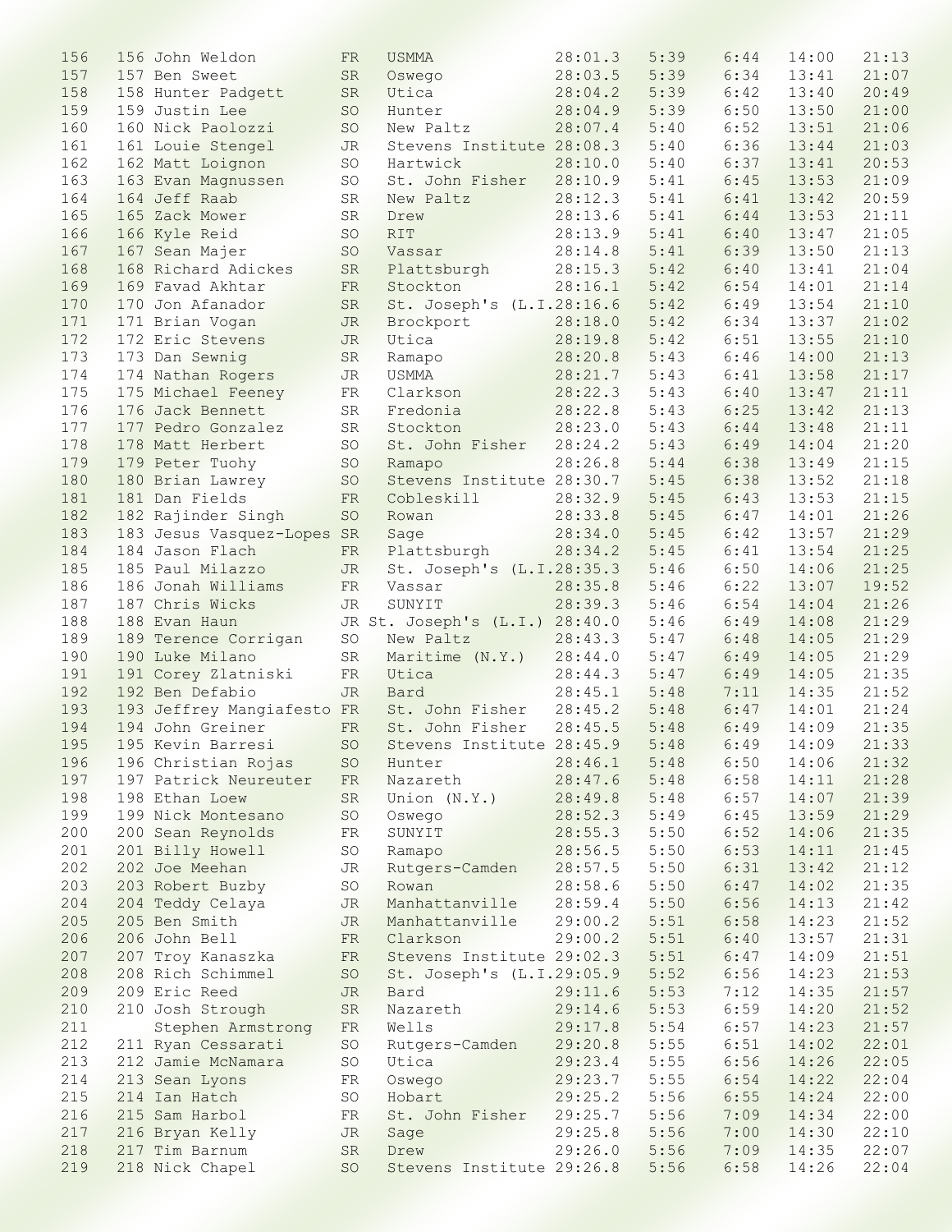| | | | | | | | | | | |
|---|---|---|---|---|---|---|---|---|---|---|
| 156 | 156 | John Weldon | FR | USMMA | 28:01.3 | 5:39 | 6:44 | 14:00 | 21:13 |
| 157 | 157 | Ben Sweet | SR | Oswego | 28:03.5 | 5:39 | 6:34 | 13:41 | 21:07 |
| 158 | 158 | Hunter Padgett | SR | Utica | 28:04.2 | 5:39 | 6:42 | 13:40 | 20:49 |
| 159 | 159 | Justin Lee | SO | Hunter | 28:04.9 | 5:39 | 6:50 | 13:50 | 21:00 |
| 160 | 160 | Nick Paolozzi | SO | New Paltz | 28:07.4 | 5:40 | 6:52 | 13:51 | 21:06 |
| 161 | 161 | Louie Stengel | JR | Stevens Institute | 28:08.3 | 5:40 | 6:36 | 13:44 | 21:03 |
| 162 | 162 | Matt Loignon | SO | Hartwick | 28:10.0 | 5:40 | 6:37 | 13:41 | 20:53 |
| 163 | 163 | Evan Magnussen | SO | St. John Fisher | 28:10.9 | 5:41 | 6:45 | 13:53 | 21:09 |
| 164 | 164 | Jeff Raab | SR | New Paltz | 28:12.3 | 5:41 | 6:41 | 13:42 | 20:59 |
| 165 | 165 | Zack Mower | SR | Drew | 28:13.6 | 5:41 | 6:44 | 13:53 | 21:11 |
| 166 | 166 | Kyle Reid | SO | RIT | 28:13.9 | 5:41 | 6:40 | 13:47 | 21:05 |
| 167 | 167 | Sean Majer | SO | Vassar | 28:14.8 | 5:41 | 6:39 | 13:50 | 21:13 |
| 168 | 168 | Richard Adickes | SR | Plattsburgh | 28:15.3 | 5:42 | 6:40 | 13:41 | 21:04 |
| 169 | 169 | Favad Akhtar | FR | Stockton | 28:16.1 | 5:42 | 6:54 | 14:01 | 21:14 |
| 170 | 170 | Jon Afanador | SR | St. Joseph's (L.I. | 28:16.6 | 5:42 | 6:49 | 13:54 | 21:10 |
| 171 | 171 | Brian Vogan | JR | Brockport | 28:18.0 | 5:42 | 6:34 | 13:37 | 21:02 |
| 172 | 172 | Eric Stevens | JR | Utica | 28:19.8 | 5:42 | 6:51 | 13:55 | 21:10 |
| 173 | 173 | Dan Sewnig | SR | Ramapo | 28:20.8 | 5:43 | 6:46 | 14:00 | 21:13 |
| 174 | 174 | Nathan Rogers | JR | USMMA | 28:21.7 | 5:43 | 6:41 | 13:58 | 21:17 |
| 175 | 175 | Michael Feeney | FR | Clarkson | 28:22.3 | 5:43 | 6:40 | 13:47 | 21:11 |
| 176 | 176 | Jack Bennett | SR | Fredonia | 28:22.8 | 5:43 | 6:25 | 13:42 | 21:13 |
| 177 | 177 | Pedro Gonzalez | SR | Stockton | 28:23.0 | 5:43 | 6:44 | 13:48 | 21:11 |
| 178 | 178 | Matt Herbert | SO | St. John Fisher | 28:24.2 | 5:43 | 6:49 | 14:04 | 21:20 |
| 179 | 179 | Peter Tuohy | SO | Ramapo | 28:26.8 | 5:44 | 6:38 | 13:49 | 21:15 |
| 180 | 180 | Brian Lawrey | SO | Stevens Institute | 28:30.7 | 5:45 | 6:38 | 13:52 | 21:18 |
| 181 | 181 | Dan Fields | FR | Cobleskill | 28:32.9 | 5:45 | 6:43 | 13:53 | 21:15 |
| 182 | 182 | Rajinder Singh | SO | Rowan | 28:33.8 | 5:45 | 6:47 | 14:01 | 21:26 |
| 183 | 183 | Jesus Vasquez-Lopes | SR | Sage | 28:34.0 | 5:45 | 6:42 | 13:57 | 21:29 |
| 184 | 184 | Jason Flach | FR | Plattsburgh | 28:34.2 | 5:45 | 6:41 | 13:54 | 21:25 |
| 185 | 185 | Paul Milazzo | JR | St. Joseph's (L.I. | 28:35.3 | 5:46 | 6:50 | 14:06 | 21:25 |
| 186 | 186 | Jonah Williams | FR | Vassar | 28:35.8 | 5:46 | 6:22 | 13:07 | 19:52 |
| 187 | 187 | Chris Wicks | JR | SUNYIT | 28:39.3 | 5:46 | 6:54 | 14:04 | 21:26 |
| 188 | 188 | Evan Haun | JR | St. Joseph's (L.I.) | 28:40.0 | 5:46 | 6:49 | 14:08 | 21:29 |
| 189 | 189 | Terence Corrigan | SO | New Paltz | 28:43.3 | 5:47 | 6:48 | 14:05 | 21:29 |
| 190 | 190 | Luke Milano | SR | Maritime (N.Y.) | 28:44.0 | 5:47 | 6:49 | 14:05 | 21:29 |
| 191 | 191 | Corey Zlatniski | FR | Utica | 28:44.3 | 5:47 | 6:49 | 14:05 | 21:35 |
| 192 | 192 | Ben Defabio | JR | Bard | 28:45.1 | 5:48 | 7:11 | 14:35 | 21:52 |
| 193 | 193 | Jeffrey Mangiafesto | FR | St. John Fisher | 28:45.2 | 5:48 | 6:47 | 14:01 | 21:24 |
| 194 | 194 | John Greiner | FR | St. John Fisher | 28:45.5 | 5:48 | 6:49 | 14:09 | 21:35 |
| 195 | 195 | Kevin Barresi | SO | Stevens Institute | 28:45.9 | 5:48 | 6:49 | 14:09 | 21:33 |
| 196 | 196 | Christian Rojas | SO | Hunter | 28:46.1 | 5:48 | 6:50 | 14:06 | 21:32 |
| 197 | 197 | Patrick Neureuter | FR | Nazareth | 28:47.6 | 5:48 | 6:58 | 14:11 | 21:28 |
| 198 | 198 | Ethan Loew | SR | Union (N.Y.) | 28:49.8 | 5:48 | 6:57 | 14:07 | 21:39 |
| 199 | 199 | Nick Montesano | SO | Oswego | 28:52.3 | 5:49 | 6:45 | 13:59 | 21:29 |
| 200 | 200 | Sean Reynolds | FR | SUNYIT | 28:55.3 | 5:50 | 6:52 | 14:06 | 21:35 |
| 201 | 201 | Billy Howell | SO | Ramapo | 28:56.5 | 5:50 | 6:53 | 14:11 | 21:45 |
| 202 | 202 | Joe Meehan | JR | Rutgers-Camden | 28:57.5 | 5:50 | 6:31 | 13:42 | 21:12 |
| 203 | 203 | Robert Buzby | SO | Rowan | 28:58.6 | 5:50 | 6:47 | 14:02 | 21:35 |
| 204 | 204 | Teddy Celaya | JR | Manhattanville | 28:59.4 | 5:50 | 6:56 | 14:13 | 21:42 |
| 205 | 205 | Ben Smith | JR | Manhattanville | 29:00.2 | 5:51 | 6:58 | 14:23 | 21:52 |
| 206 | 206 | John Bell | FR | Clarkson | 29:00.2 | 5:51 | 6:40 | 13:57 | 21:31 |
| 207 | 207 | Troy Kanaszka | FR | Stevens Institute | 29:02.3 | 5:51 | 6:47 | 14:09 | 21:51 |
| 208 | 208 | Rich Schimmel | SO | St. Joseph's (L.I. | 29:05.9 | 5:52 | 6:56 | 14:23 | 21:53 |
| 209 | 209 | Eric Reed | JR | Bard | 29:11.6 | 5:53 | 7:12 | 14:35 | 21:57 |
| 210 | 210 | Josh Strough | SR | Nazareth | 29:14.6 | 5:53 | 6:59 | 14:20 | 21:52 |
| 211 | | Stephen Armstrong | FR | Wells | 29:17.8 | 5:54 | 6:57 | 14:23 | 21:57 |
| 212 | 211 | Ryan Cessarati | SO | Rutgers-Camden | 29:20.8 | 5:55 | 6:51 | 14:02 | 22:01 |
| 213 | 212 | Jamie McNamara | SO | Utica | 29:23.4 | 5:55 | 6:56 | 14:26 | 22:05 |
| 214 | 213 | Sean Lyons | FR | Oswego | 29:23.7 | 5:55 | 6:54 | 14:22 | 22:04 |
| 215 | 214 | Ian Hatch | SO | Hobart | 29:25.2 | 5:56 | 6:55 | 14:24 | 22:00 |
| 216 | 215 | Sam Harbol | FR | St. John Fisher | 29:25.7 | 5:56 | 7:09 | 14:34 | 22:00 |
| 217 | 216 | Bryan Kelly | JR | Sage | 29:25.8 | 5:56 | 7:00 | 14:30 | 22:10 |
| 218 | 217 | Tim Barnum | SR | Drew | 29:26.0 | 5:56 | 7:09 | 14:35 | 22:07 |
| 219 | 218 | Nick Chapel | SO | Stevens Institute | 29:26.8 | 5:56 | 6:58 | 14:26 | 22:04 |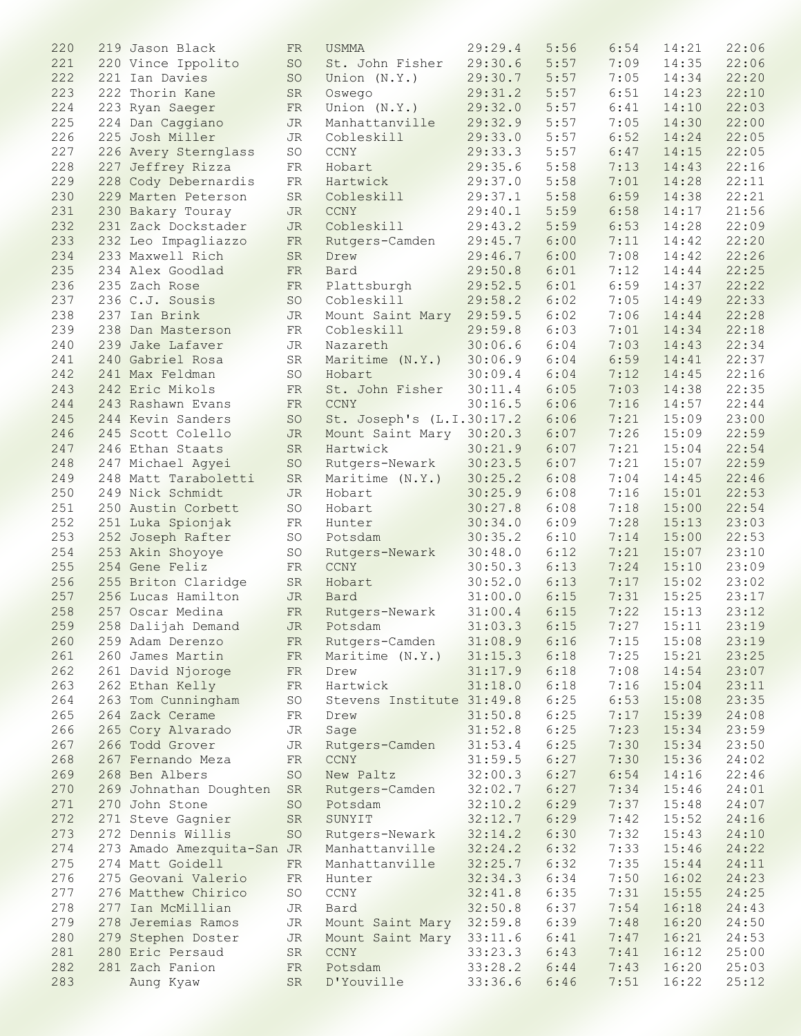| | | | | | | | | | |
|---|---|---|---|---|---|---|---|---|---|
| 220 | 219 | Jason Black | FR | USMMA | 29:29.4 | 5:56 | 6:54 | 14:21 | 22:06 |
| 221 | 220 | Vince Ippolito | SO | St. John Fisher | 29:30.6 | 5:57 | 7:09 | 14:35 | 22:06 |
| 222 | 221 | Ian Davies | SO | Union (N.Y.) | 29:30.7 | 5:57 | 7:05 | 14:34 | 22:20 |
| 223 | 222 | Thorin Kane | SR | Oswego | 29:31.2 | 5:57 | 6:51 | 14:23 | 22:10 |
| 224 | 223 | Ryan Saeger | FR | Union (N.Y.) | 29:32.0 | 5:57 | 6:41 | 14:10 | 22:03 |
| 225 | 224 | Dan Caggiano | JR | Manhattanville | 29:32.9 | 5:57 | 7:05 | 14:30 | 22:00 |
| 226 | 225 | Josh Miller | JR | Cobleskill | 29:33.0 | 5:57 | 6:52 | 14:24 | 22:05 |
| 227 | 226 | Avery Sternglass | SO | CCNY | 29:33.3 | 5:57 | 6:47 | 14:15 | 22:05 |
| 228 | 227 | Jeffrey Rizza | FR | Hobart | 29:35.6 | 5:58 | 7:13 | 14:43 | 22:16 |
| 229 | 228 | Cody Debernardis | FR | Hartwick | 29:37.0 | 5:58 | 7:01 | 14:28 | 22:11 |
| 230 | 229 | Marten Peterson | SR | Cobleskill | 29:37.1 | 5:58 | 6:59 | 14:38 | 22:21 |
| 231 | 230 | Bakary Touray | JR | CCNY | 29:40.1 | 5:59 | 6:58 | 14:17 | 21:56 |
| 232 | 231 | Zack Dockstader | JR | Cobleskill | 29:43.2 | 5:59 | 6:53 | 14:28 | 22:09 |
| 233 | 232 | Leo Impagliazzo | FR | Rutgers-Camden | 29:45.7 | 6:00 | 7:11 | 14:42 | 22:20 |
| 234 | 233 | Maxwell Rich | SR | Drew | 29:46.7 | 6:00 | 7:08 | 14:42 | 22:26 |
| 235 | 234 | Alex Goodlad | FR | Bard | 29:50.8 | 6:01 | 7:12 | 14:44 | 22:25 |
| 236 | 235 | Zach Rose | FR | Plattsburgh | 29:52.5 | 6:01 | 6:59 | 14:37 | 22:22 |
| 237 | 236 | C.J. Sousis | SO | Cobleskill | 29:58.2 | 6:02 | 7:05 | 14:49 | 22:33 |
| 238 | 237 | Ian Brink | JR | Mount Saint Mary | 29:59.5 | 6:02 | 7:06 | 14:44 | 22:28 |
| 239 | 238 | Dan Masterson | FR | Cobleskill | 29:59.8 | 6:03 | 7:01 | 14:34 | 22:18 |
| 240 | 239 | Jake Lafaver | JR | Nazareth | 30:06.6 | 6:04 | 7:03 | 14:43 | 22:34 |
| 241 | 240 | Gabriel Rosa | SR | Maritime (N.Y.) | 30:06.9 | 6:04 | 6:59 | 14:41 | 22:37 |
| 242 | 241 | Max Feldman | SO | Hobart | 30:09.4 | 6:04 | 7:12 | 14:45 | 22:16 |
| 243 | 242 | Eric Mikols | FR | St. John Fisher | 30:11.4 | 6:05 | 7:03 | 14:38 | 22:35 |
| 244 | 243 | Rashawn Evans | FR | CCNY | 30:16.5 | 6:06 | 7:16 | 14:57 | 22:44 |
| 245 | 244 | Kevin Sanders | SO | St. Joseph's (L.I. | 30:17.2 | 6:06 | 7:21 | 15:09 | 23:00 |
| 246 | 245 | Scott Colello | JR | Mount Saint Mary | 30:20.3 | 6:07 | 7:26 | 15:09 | 22:59 |
| 247 | 246 | Ethan Staats | SR | Hartwick | 30:21.9 | 6:07 | 7:21 | 15:04 | 22:54 |
| 248 | 247 | Michael Agyei | SO | Rutgers-Newark | 30:23.5 | 6:07 | 7:21 | 15:07 | 22:59 |
| 249 | 248 | Matt Taraboletti | SR | Maritime (N.Y.) | 30:25.2 | 6:08 | 7:04 | 14:45 | 22:46 |
| 250 | 249 | Nick Schmidt | JR | Hobart | 30:25.9 | 6:08 | 7:16 | 15:01 | 22:53 |
| 251 | 250 | Austin Corbett | SO | Hobart | 30:27.8 | 6:08 | 7:18 | 15:00 | 22:54 |
| 252 | 251 | Luka Spionjak | FR | Hunter | 30:34.0 | 6:09 | 7:28 | 15:13 | 23:03 |
| 253 | 252 | Joseph Rafter | SO | Potsdam | 30:35.2 | 6:10 | 7:14 | 15:00 | 22:53 |
| 254 | 253 | Akin Shoyoye | SO | Rutgers-Newark | 30:48.0 | 6:12 | 7:21 | 15:07 | 23:10 |
| 255 | 254 | Gene Feliz | FR | CCNY | 30:50.3 | 6:13 | 7:24 | 15:10 | 23:09 |
| 256 | 255 | Briton Claridge | SR | Hobart | 30:52.0 | 6:13 | 7:17 | 15:02 | 23:02 |
| 257 | 256 | Lucas Hamilton | JR | Bard | 31:00.0 | 6:15 | 7:31 | 15:25 | 23:17 |
| 258 | 257 | Oscar Medina | FR | Rutgers-Newark | 31:00.4 | 6:15 | 7:22 | 15:13 | 23:12 |
| 259 | 258 | Dalijah Demand | JR | Potsdam | 31:03.3 | 6:15 | 7:27 | 15:11 | 23:19 |
| 260 | 259 | Adam Derenzo | FR | Rutgers-Camden | 31:08.9 | 6:16 | 7:15 | 15:08 | 23:19 |
| 261 | 260 | James Martin | FR | Maritime (N.Y.) | 31:15.3 | 6:18 | 7:25 | 15:21 | 23:25 |
| 262 | 261 | David Njoroge | FR | Drew | 31:17.9 | 6:18 | 7:08 | 14:54 | 23:07 |
| 263 | 262 | Ethan Kelly | FR | Hartwick | 31:18.0 | 6:18 | 7:16 | 15:04 | 23:11 |
| 264 | 263 | Tom Cunningham | SO | Stevens Institute | 31:49.8 | 6:25 | 6:53 | 15:08 | 23:35 |
| 265 | 264 | Zack Cerame | FR | Drew | 31:50.8 | 6:25 | 7:17 | 15:39 | 24:08 |
| 266 | 265 | Cory Alvarado | JR | Sage | 31:52.8 | 6:25 | 7:23 | 15:34 | 23:59 |
| 267 | 266 | Todd Grover | JR | Rutgers-Camden | 31:53.4 | 6:25 | 7:30 | 15:34 | 23:50 |
| 268 | 267 | Fernando Meza | FR | CCNY | 31:59.5 | 6:27 | 7:30 | 15:36 | 24:02 |
| 269 | 268 | Ben Albers | SO | New Paltz | 32:00.3 | 6:27 | 6:54 | 14:16 | 22:46 |
| 270 | 269 | Johnathan Doughten | SR | Rutgers-Camden | 32:02.7 | 6:27 | 7:34 | 15:46 | 24:01 |
| 271 | 270 | John Stone | SO | Potsdam | 32:10.2 | 6:29 | 7:37 | 15:48 | 24:07 |
| 272 | 271 | Steve Gagnier | SR | SUNYIT | 32:12.7 | 6:29 | 7:42 | 15:52 | 24:16 |
| 273 | 272 | Dennis Willis | SO | Rutgers-Newark | 32:14.2 | 6:30 | 7:32 | 15:43 | 24:10 |
| 274 | 273 | Amado Amezquita-San | JR | Manhattanville | 32:24.2 | 6:32 | 7:33 | 15:46 | 24:22 |
| 275 | 274 | Matt Goidell | FR | Manhattanville | 32:25.7 | 6:32 | 7:35 | 15:44 | 24:11 |
| 276 | 275 | Geovani Valerio | FR | Hunter | 32:34.3 | 6:34 | 7:50 | 16:02 | 24:23 |
| 277 | 276 | Matthew Chirico | SO | CCNY | 32:41.8 | 6:35 | 7:31 | 15:55 | 24:25 |
| 278 | 277 | Ian McMillian | JR | Bard | 32:50.8 | 6:37 | 7:54 | 16:18 | 24:43 |
| 279 | 278 | Jeremias Ramos | JR | Mount Saint Mary | 32:59.8 | 6:39 | 7:48 | 16:20 | 24:50 |
| 280 | 279 | Stephen Doster | JR | Mount Saint Mary | 33:11.6 | 6:41 | 7:47 | 16:21 | 24:53 |
| 281 | 280 | Eric Persaud | SR | CCNY | 33:23.3 | 6:43 | 7:41 | 16:12 | 25:00 |
| 282 | 281 | Zach Fanion | FR | Potsdam | 33:28.2 | 6:44 | 7:43 | 16:20 | 25:03 |
| 283 | | Aung Kyaw | SR | D'Youville | 33:36.6 | 6:46 | 7:51 | 16:22 | 25:12 |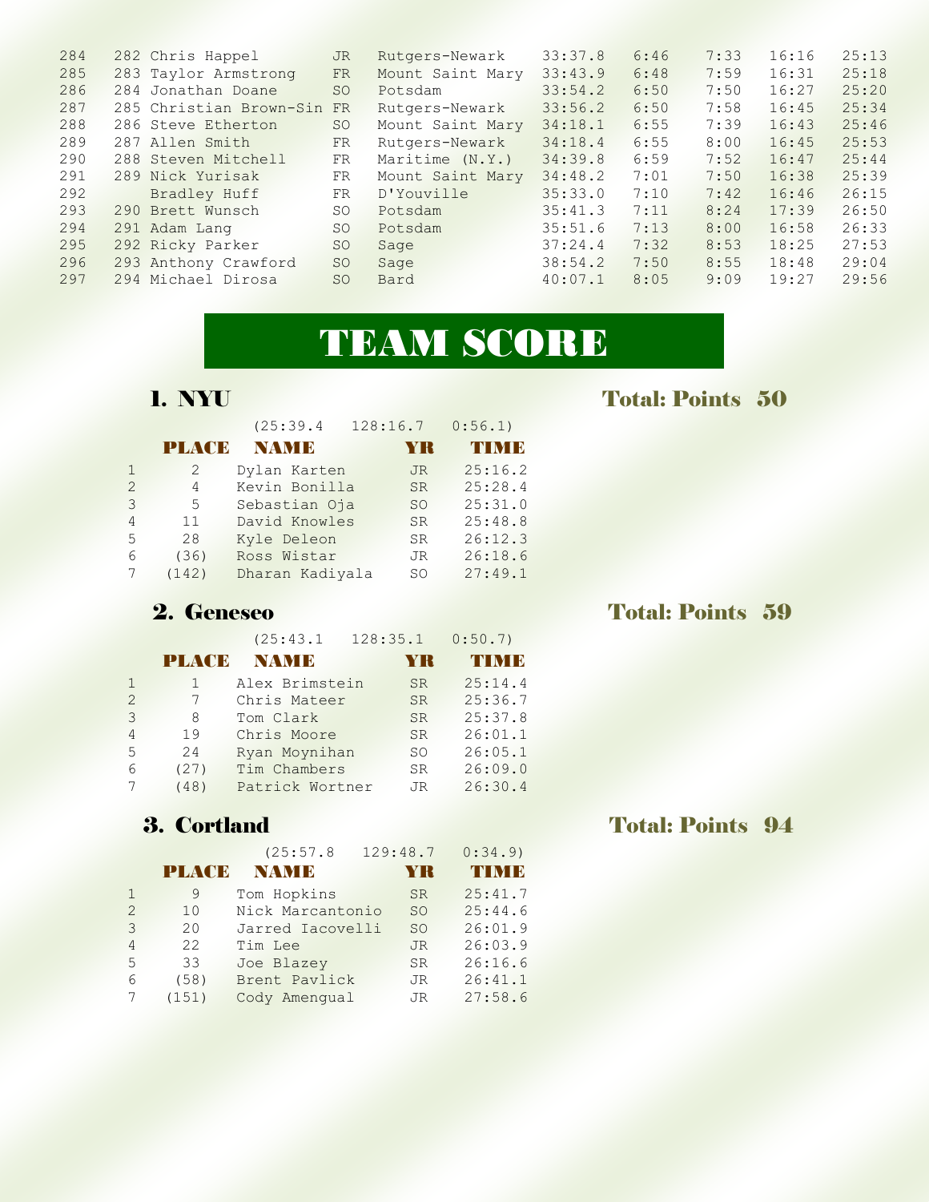| | | | | | | | | | |
|---|---|---|---|---|---|---|---|---|---|
| 284 | 282 | Chris Happel | JR | Rutgers-Newark | 33:37.8 | 6:46 | 7:33 | 16:16 | 25:13 |
| 285 | 283 | Taylor Armstrong | FR | Mount Saint Mary | 33:43.9 | 6:48 | 7:59 | 16:31 | 25:18 |
| 286 | 284 | Jonathan Doane | SO | Potsdam | 33:54.2 | 6:50 | 7:50 | 16:27 | 25:20 |
| 287 | 285 | Christian Brown-Sin | FR | Rutgers-Newark | 33:56.2 | 6:50 | 7:58 | 16:45 | 25:34 |
| 288 | 286 | Steve Etherton | SO | Mount Saint Mary | 34:18.1 | 6:55 | 7:39 | 16:43 | 25:46 |
| 289 | 287 | Allen Smith | FR | Rutgers-Newark | 34:18.4 | 6:55 | 8:00 | 16:45 | 25:53 |
| 290 | 288 | Steven Mitchell | FR | Maritime (N.Y.) | 34:39.8 | 6:59 | 7:52 | 16:47 | 25:44 |
| 291 | 289 | Nick Yurisak | FR | Mount Saint Mary | 34:48.2 | 7:01 | 7:50 | 16:38 | 25:39 |
| 292 | | Bradley Huff | FR | D'Youville | 35:33.0 | 7:10 | 7:42 | 16:46 | 26:15 |
| 293 | 290 | Brett Wunsch | SO | Potsdam | 35:41.3 | 7:11 | 8:24 | 17:39 | 26:50 |
| 294 | 291 | Adam Lang | SO | Potsdam | 35:51.6 | 7:13 | 8:00 | 16:58 | 26:33 |
| 295 | 292 | Ricky Parker | SO | Sage | 37:24.4 | 7:32 | 8:53 | 18:25 | 27:53 |
| 296 | 293 | Anthony Crawford | SO | Sage | 38:54.2 | 7:50 | 8:55 | 18:48 | 29:04 |
| 297 | 294 | Michael Dirosa | SO | Bard | 40:07.1 | 8:05 | 9:09 | 19:27 | 29:56 |

# TEAM SCORE

## 1. NYU — Total: Points 50

(25:39.4 128:16.7 0:56.1)

| | PLACE | NAME | YR | TIME |
|---|---|---|---|---|
| 1 | 2 | Dylan Karten | JR | 25:16.2 |
| 2 | 4 | Kevin Bonilla | SR | 25:28.4 |
| 3 | 5 | Sebastian Oja | SO | 25:31.0 |
| 4 | 11 | David Knowles | SR | 25:48.8 |
| 5 | 28 | Kyle Deleon | SR | 26:12.3 |
| 6 | (36) | Ross Wistar | JR | 26:18.6 |
| 7 | (142) | Dharan Kadiyala | SO | 27:49.1 |

## 2. Geneseo — Total: Points 59

(25:43.1 128:35.1 0:50.7)

| | PLACE | NAME | YR | TIME |
|---|---|---|---|---|
| 1 | 1 | Alex Brimstein | SR | 25:14.4 |
| 2 | 7 | Chris Mateer | SR | 25:36.7 |
| 3 | 8 | Tom Clark | SR | 25:37.8 |
| 4 | 19 | Chris Moore | SR | 26:01.1 |
| 5 | 24 | Ryan Moynihan | SO | 26:05.1 |
| 6 | (27) | Tim Chambers | SR | 26:09.0 |
| 7 | (48) | Patrick Wortner | JR | 26:30.4 |

## 3. Cortland — Total: Points 94

(25:57.8 129:48.7 0:34.9)

| | PLACE | NAME | YR | TIME |
|---|---|---|---|---|
| 1 | 9 | Tom Hopkins | SR | 25:41.7 |
| 2 | 10 | Nick Marcantonio | SO | 25:44.6 |
| 3 | 20 | Jarred Iacovelli | SO | 26:01.9 |
| 4 | 22 | Tim Lee | JR | 26:03.9 |
| 5 | 33 | Joe Blazey | SR | 26:16.6 |
| 6 | (58) | Brent Pavlick | JR | 26:41.1 |
| 7 | (151) | Cody Amengual | JR | 27:58.6 |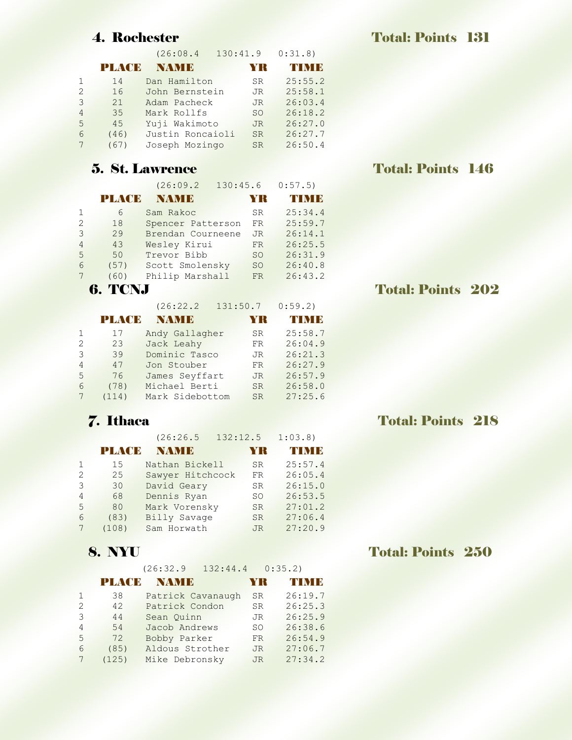## 4. Rochester

**Total: Points 131**

(26:08.4 130:41.9 0:31.8)

| | PLACE | NAME | YR | TIME |
|---|---|---|---|---|
| 1 | 14 | Dan Hamilton | SR | 25:55.2 |
| 2 | 16 | John Bernstein | JR | 25:58.1 |
| 3 | 21 | Adam Pacheck | JR | 26:03.4 |
| 4 | 35 | Mark Rollfs | SO | 26:18.2 |
| 5 | 45 | Yuji Wakimoto | JR | 26:27.0 |
| 6 | (46) | Justin Roncaioli | SR | 26:27.7 |
| 7 | (67) | Joseph Mozingo | SR | 26:50.4 |

## 5. St. Lawrence

**Total: Points 146**

(26:09.2 130:45.6 0:57.5)

| | PLACE | NAME | YR | TIME |
|---|---|---|---|---|
| 1 | 6 | Sam Rakoc | SR | 25:34.4 |
| 2 | 18 | Spencer Patterson | FR | 25:59.7 |
| 3 | 29 | Brendan Courneene | JR | 26:14.1 |
| 4 | 43 | Wesley Kirui | FR | 26:25.5 |
| 5 | 50 | Trevor Bibb | SO | 26:31.9 |
| 6 | (57) | Scott Smolensky | SO | 26:40.8 |
| 7 | (60) | Philip Marshall | FR | 26:43.2 |

## 6. TCNJ

**Total: Points 202**

(26:22.2 131:50.7 0:59.2)

| | PLACE | NAME | YR | TIME |
|---|---|---|---|---|
| 1 | 17 | Andy Gallagher | SR | 25:58.7 |
| 2 | 23 | Jack Leahy | FR | 26:04.9 |
| 3 | 39 | Dominic Tasco | JR | 26:21.3 |
| 4 | 47 | Jon Stouber | FR | 26:27.9 |
| 5 | 76 | James Seyffart | JR | 26:57.9 |
| 6 | (78) | Michael Berti | SR | 26:58.0 |
| 7 | (114) | Mark Sidebottom | SR | 27:25.6 |

## 7. Ithaca

**Total: Points 218**

(26:26.5 132:12.5 1:03.8)

| | PLACE | NAME | YR | TIME |
|---|---|---|---|---|
| 1 | 15 | Nathan Bickell | SR | 25:57.4 |
| 2 | 25 | Sawyer Hitchcock | FR | 26:05.4 |
| 3 | 30 | David Geary | SR | 26:15.0 |
| 4 | 68 | Dennis Ryan | SO | 26:53.5 |
| 5 | 80 | Mark Vorensky | SR | 27:01.2 |
| 6 | (83) | Billy Savage | SR | 27:06.4 |
| 7 | (108) | Sam Horwath | JR | 27:20.9 |

## 8. NYU

**Total: Points 250**

(26:32.9 132:44.4 0:35.2)

| | PLACE | NAME | YR | TIME |
|---|---|---|---|---|
| 1 | 38 | Patrick Cavanaugh | SR | 26:19.7 |
| 2 | 42 | Patrick Condon | SR | 26:25.3 |
| 3 | 44 | Sean Quinn | JR | 26:25.9 |
| 4 | 54 | Jacob Andrews | SO | 26:38.6 |
| 5 | 72 | Bobby Parker | FR | 26:54.9 |
| 6 | (85) | Aldous Strother | JR | 27:06.7 |
| 7 | (125) | Mike Debronsky | JR | 27:34.2 |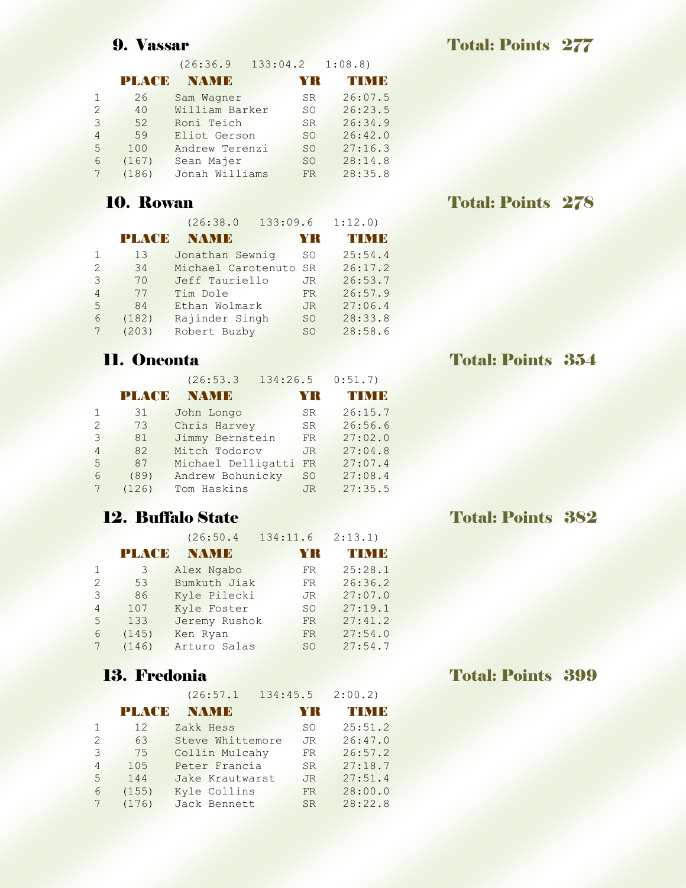## 9. Vassar

**Total: Points 277**

(26:36.9 133:04.2 1:08.8)

| | PLACE | NAME | YR | TIME |
|---|---|---|---|---|
| 1 | 26 | Sam Wagner | SR | 26:07.5 |
| 2 | 40 | William Barker | SO | 26:23.5 |
| 3 | 52 | Roni Teich | SR | 26:34.9 |
| 4 | 59 | Eliot Gerson | SO | 26:42.0 |
| 5 | 100 | Andrew Terenzi | SO | 27:16.3 |
| 6 | (167) | Sean Majer | SO | 28:14.8 |
| 7 | (186) | Jonah Williams | FR | 28:35.8 |

## 10. Rowan

**Total: Points 278**

(26:38.0 133:09.6 1:12.0)

| | PLACE | NAME | YR | TIME |
|---|---|---|---|---|
| 1 | 13 | Jonathan Sewnig | SO | 25:54.4 |
| 2 | 34 | Michael Carotenuto | SR | 26:17.2 |
| 3 | 70 | Jeff Tauriello | JR | 26:53.7 |
| 4 | 77 | Tim Dole | FR | 26:57.9 |
| 5 | 84 | Ethan Wolmark | JR | 27:06.4 |
| 6 | (182) | Rajinder Singh | SO | 28:33.8 |
| 7 | (203) | Robert Buzby | SO | 28:58.6 |

## 11. Oneonta

**Total: Points 354**

(26:53.3 134:26.5 0:51.7)

| | PLACE | NAME | YR | TIME |
|---|---|---|---|---|
| 1 | 31 | John Longo | SR | 26:15.7 |
| 2 | 73 | Chris Harvey | SR | 26:56.6 |
| 3 | 81 | Jimmy Bernstein | FR | 27:02.0 |
| 4 | 82 | Mitch Todorov | JR | 27:04.8 |
| 5 | 87 | Michael Delligatti | FR | 27:07.4 |
| 6 | (89) | Andrew Bohunicky | SO | 27:08.4 |
| 7 | (126) | Tom Haskins | JR | 27:35.5 |

## 12. Buffalo State

**Total: Points 382**

(26:50.4 134:11.6 2:13.1)

| | PLACE | NAME | YR | TIME |
|---|---|---|---|---|
| 1 | 3 | Alex Ngabo | FR | 25:28.1 |
| 2 | 53 | Bumkuth Jiak | FR | 26:36.2 |
| 3 | 86 | Kyle Pilecki | JR | 27:07.0 |
| 4 | 107 | Kyle Foster | SO | 27:19.1 |
| 5 | 133 | Jeremy Rushok | FR | 27:41.2 |
| 6 | (145) | Ken Ryan | FR | 27:54.0 |
| 7 | (146) | Arturo Salas | SO | 27:54.7 |

## 13. Fredonia

**Total: Points 399**

(26:57.1 134:45.5 2:00.2)

| | PLACE | NAME | YR | TIME |
|---|---|---|---|---|
| 1 | 12 | Zakk Hess | SO | 25:51.2 |
| 2 | 63 | Steve Whittemore | JR | 26:47.0 |
| 3 | 75 | Collin Mulcahy | FR | 26:57.2 |
| 4 | 105 | Peter Francia | SR | 27:18.7 |
| 5 | 144 | Jake Krautwarst | JR | 27:51.4 |
| 6 | (155) | Kyle Collins | FR | 28:00.0 |
| 7 | (176) | Jack Bennett | SR | 28:22.8 |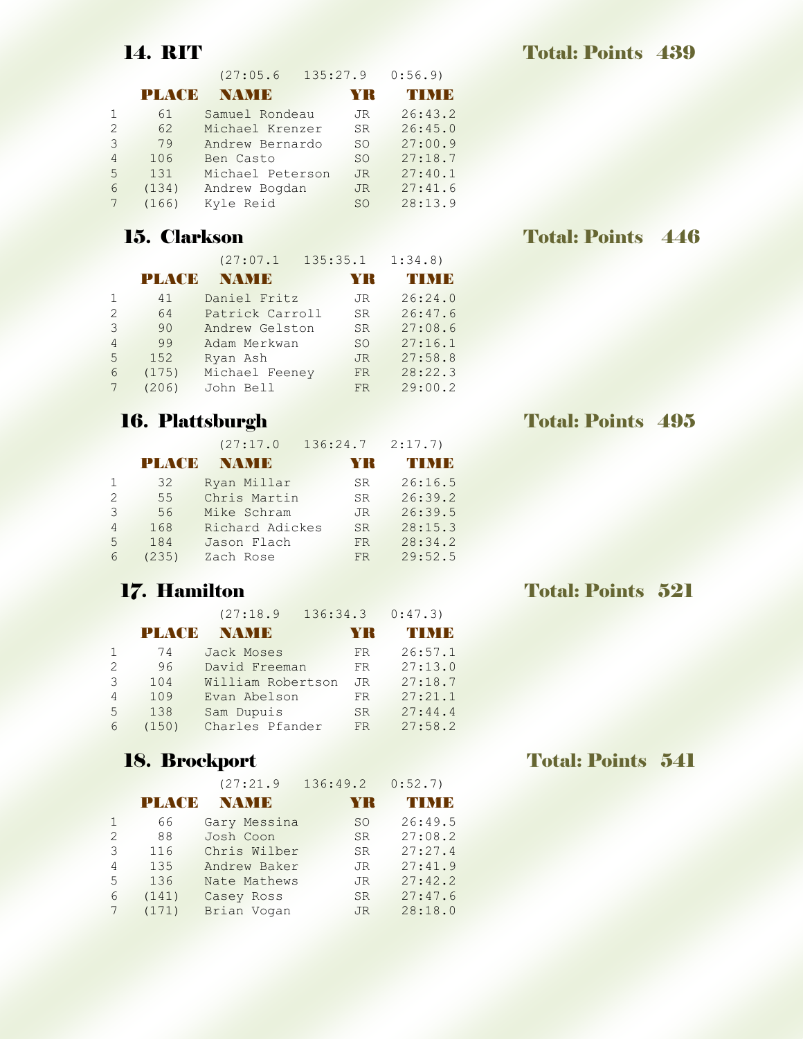## 14. RIT

**Total: Points 439**

(27:05.6 135:27.9 0:56.9)

| | PLACE | NAME | YR | TIME |
|---|---|---|---|---|
| 1 | 61 | Samuel Rondeau | JR | 26:43.2 |
| 2 | 62 | Michael Krenzer | SR | 26:45.0 |
| 3 | 79 | Andrew Bernardo | SO | 27:00.9 |
| 4 | 106 | Ben Casto | SO | 27:18.7 |
| 5 | 131 | Michael Peterson | JR | 27:40.1 |
| 6 | (134) | Andrew Bogdan | JR | 27:41.6 |
| 7 | (166) | Kyle Reid | SO | 28:13.9 |

## 15. Clarkson

**Total: Points 446**

(27:07.1 135:35.1 1:34.8)

| | PLACE | NAME | YR | TIME |
|---|---|---|---|---|
| 1 | 41 | Daniel Fritz | JR | 26:24.0 |
| 2 | 64 | Patrick Carroll | SR | 26:47.6 |
| 3 | 90 | Andrew Gelston | SR | 27:08.6 |
| 4 | 99 | Adam Merkwan | SO | 27:16.1 |
| 5 | 152 | Ryan Ash | JR | 27:58.8 |
| 6 | (175) | Michael Feeney | FR | 28:22.3 |
| 7 | (206) | John Bell | FR | 29:00.2 |

## 16. Plattsburgh

**Total: Points 495**

(27:17.0 136:24.7 2:17.7)

| | PLACE | NAME | YR | TIME |
|---|---|---|---|---|
| 1 | 32 | Ryan Millar | SR | 26:16.5 |
| 2 | 55 | Chris Martin | SR | 26:39.2 |
| 3 | 56 | Mike Schram | JR | 26:39.5 |
| 4 | 168 | Richard Adickes | SR | 28:15.3 |
| 5 | 184 | Jason Flach | FR | 28:34.2 |
| 6 | (235) | Zach Rose | FR | 29:52.5 |

## 17. Hamilton

**Total: Points 521**

(27:18.9 136:34.3 0:47.3)

| | PLACE | NAME | YR | TIME |
|---|---|---|---|---|
| 1 | 74 | Jack Moses | FR | 26:57.1 |
| 2 | 96 | David Freeman | FR | 27:13.0 |
| 3 | 104 | William Robertson | JR | 27:18.7 |
| 4 | 109 | Evan Abelson | FR | 27:21.1 |
| 5 | 138 | Sam Dupuis | SR | 27:44.4 |
| 6 | (150) | Charles Pfander | FR | 27:58.2 |

## 18. Brockport

**Total: Points 541**

(27:21.9 136:49.2 0:52.7)

| | PLACE | NAME | YR | TIME |
|---|---|---|---|---|
| 1 | 66 | Gary Messina | SO | 26:49.5 |
| 2 | 88 | Josh Coon | SR | 27:08.2 |
| 3 | 116 | Chris Wilber | SR | 27:27.4 |
| 4 | 135 | Andrew Baker | JR | 27:41.9 |
| 5 | 136 | Nate Mathews | JR | 27:42.2 |
| 6 | (141) | Casey Ross | SR | 27:47.6 |
| 7 | (171) | Brian Vogan | JR | 28:18.0 |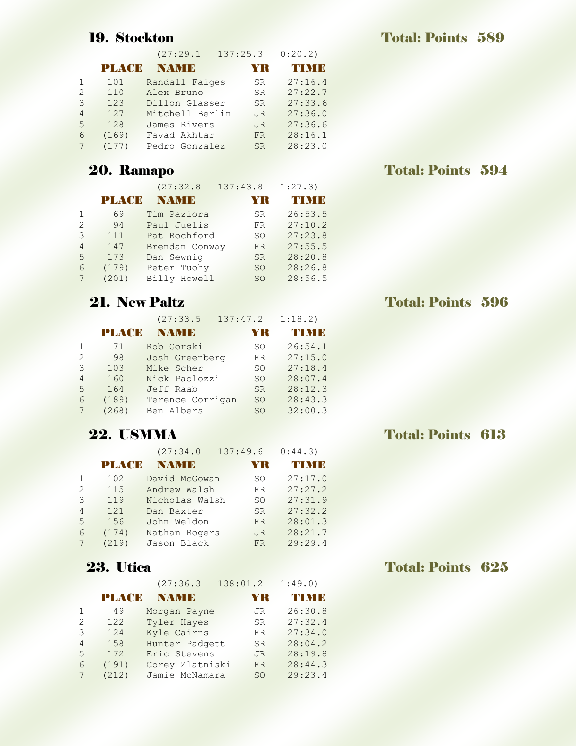## 19. Stockton

**Total: Points 589**

(27:29.1 137:25.3 0:20.2)

| | PLACE | NAME | YR | TIME |
|---|---|---|---|---|
| 1 | 101 | Randall Faiges | SR | 27:16.4 |
| 2 | 110 | Alex Bruno | SR | 27:22.7 |
| 3 | 123 | Dillon Glasser | SR | 27:33.6 |
| 4 | 127 | Mitchell Berlin | JR | 27:36.0 |
| 5 | 128 | James Rivers | JR | 27:36.6 |
| 6 | (169) | Favad Akhtar | FR | 28:16.1 |
| 7 | (177) | Pedro Gonzalez | SR | 28:23.0 |

## 20. Ramapo

**Total: Points 594**

(27:32.8 137:43.8 1:27.3)

| | PLACE | NAME | YR | TIME |
|---|---|---|---|---|
| 1 | 69 | Tim Paziora | SR | 26:53.5 |
| 2 | 94 | Paul Juelis | FR | 27:10.2 |
| 3 | 111 | Pat Rochford | SO | 27:23.8 |
| 4 | 147 | Brendan Conway | FR | 27:55.5 |
| 5 | 173 | Dan Sewnig | SR | 28:20.8 |
| 6 | (179) | Peter Tuohy | SO | 28:26.8 |
| 7 | (201) | Billy Howell | SO | 28:56.5 |

## 21. New Paltz

**Total: Points 596**

(27:33.5 137:47.2 1:18.2)

| | PLACE | NAME | YR | TIME |
|---|---|---|---|---|
| 1 | 71 | Rob Gorski | SO | 26:54.1 |
| 2 | 98 | Josh Greenberg | FR | 27:15.0 |
| 3 | 103 | Mike Scher | SO | 27:18.4 |
| 4 | 160 | Nick Paolozzi | SO | 28:07.4 |
| 5 | 164 | Jeff Raab | SR | 28:12.3 |
| 6 | (189) | Terence Corrigan | SO | 28:43.3 |
| 7 | (268) | Ben Albers | SO | 32:00.3 |

## 22. USMMA

**Total: Points 613**

(27:34.0 137:49.6 0:44.3)

| | PLACE | NAME | YR | TIME |
|---|---|---|---|---|
| 1 | 102 | David McGowan | SO | 27:17.0 |
| 2 | 115 | Andrew Walsh | FR | 27:27.2 |
| 3 | 119 | Nicholas Walsh | SO | 27:31.9 |
| 4 | 121 | Dan Baxter | SR | 27:32.2 |
| 5 | 156 | John Weldon | FR | 28:01.3 |
| 6 | (174) | Nathan Rogers | JR | 28:21.7 |
| 7 | (219) | Jason Black | FR | 29:29.4 |

## 23. Utica

**Total: Points 625**

(27:36.3 138:01.2 1:49.0)

| | PLACE | NAME | YR | TIME |
|---|---|---|---|---|
| 1 | 49 | Morgan Payne | JR | 26:30.8 |
| 2 | 122 | Tyler Hayes | SR | 27:32.4 |
| 3 | 124 | Kyle Cairns | FR | 27:34.0 |
| 4 | 158 | Hunter Padgett | SR | 28:04.2 |
| 5 | 172 | Eric Stevens | JR | 28:19.8 |
| 6 | (191) | Corey Zlatniski | FR | 28:44.3 |
| 7 | (212) | Jamie McNamara | SO | 29:23.4 |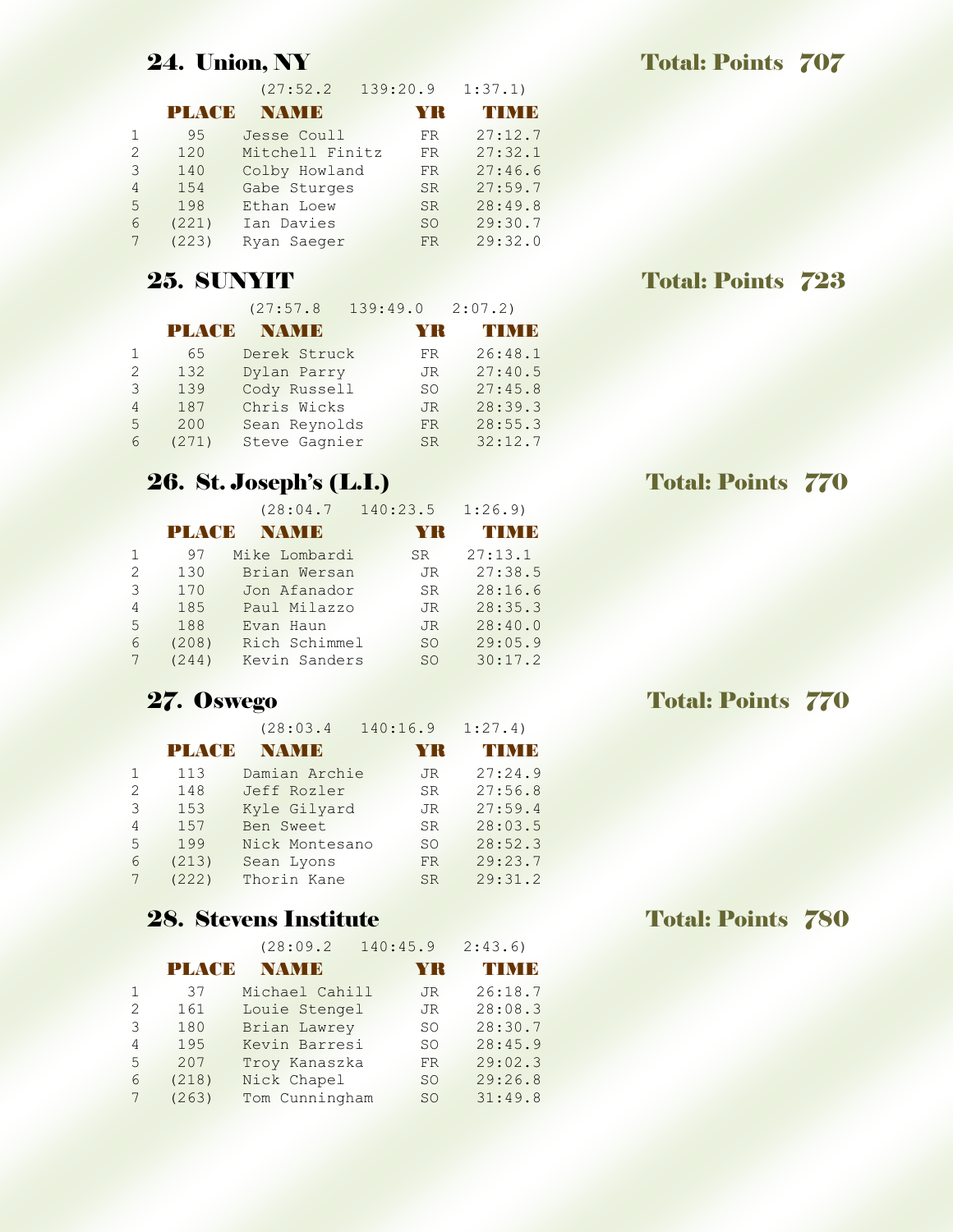## 24. Union, NY — Total: Points 707

(27:52.2 139:20.9 1:37.1)

| | PLACE | NAME | YR | TIME |
|---|---|---|---|---|
| 1 | 95 | Jesse Coull | FR | 27:12.7 |
| 2 | 120 | Mitchell Finitz | FR | 27:32.1 |
| 3 | 140 | Colby Howland | FR | 27:46.6 |
| 4 | 154 | Gabe Sturges | SR | 27:59.7 |
| 5 | 198 | Ethan Loew | SR | 28:49.8 |
| 6 | (221) | Ian Davies | SO | 29:30.7 |
| 7 | (223) | Ryan Saeger | FR | 29:32.0 |

## 25. SUNYIT — Total: Points 723

(27:57.8 139:49.0 2:07.2)

| | PLACE | NAME | YR | TIME |
|---|---|---|---|---|
| 1 | 65 | Derek Struck | FR | 26:48.1 |
| 2 | 132 | Dylan Parry | JR | 27:40.5 |
| 3 | 139 | Cody Russell | SO | 27:45.8 |
| 4 | 187 | Chris Wicks | JR | 28:39.3 |
| 5 | 200 | Sean Reynolds | FR | 28:55.3 |
| 6 | (271) | Steve Gagnier | SR | 32:12.7 |

## 26. St. Joseph's (L.I.) — Total: Points 770

(28:04.7 140:23.5 1:26.9)

| | PLACE | NAME | YR | TIME |
|---|---|---|---|---|
| 1 | 97 | Mike Lombardi | SR | 27:13.1 |
| 2 | 130 | Brian Wersan | JR | 27:38.5 |
| 3 | 170 | Jon Afanador | SR | 28:16.6 |
| 4 | 185 | Paul Milazzo | JR | 28:35.3 |
| 5 | 188 | Evan Haun | JR | 28:40.0 |
| 6 | (208) | Rich Schimmel | SO | 29:05.9 |
| 7 | (244) | Kevin Sanders | SO | 30:17.2 |

## 27. Oswego — Total: Points 770

(28:03.4 140:16.9 1:27.4)

| | PLACE | NAME | YR | TIME |
|---|---|---|---|---|
| 1 | 113 | Damian Archie | JR | 27:24.9 |
| 2 | 148 | Jeff Rozler | SR | 27:56.8 |
| 3 | 153 | Kyle Gilyard | JR | 27:59.4 |
| 4 | 157 | Ben Sweet | SR | 28:03.5 |
| 5 | 199 | Nick Montesano | SO | 28:52.3 |
| 6 | (213) | Sean Lyons | FR | 29:23.7 |
| 7 | (222) | Thorin Kane | SR | 29:31.2 |

## 28. Stevens Institute — Total: Points 780

(28:09.2 140:45.9 2:43.6)

| | PLACE | NAME | YR | TIME |
|---|---|---|---|---|
| 1 | 37 | Michael Cahill | JR | 26:18.7 |
| 2 | 161 | Louie Stengel | JR | 28:08.3 |
| 3 | 180 | Brian Lawrey | SO | 28:30.7 |
| 4 | 195 | Kevin Barresi | SO | 28:45.9 |
| 5 | 207 | Troy Kanaszka | FR | 29:02.3 |
| 6 | (218) | Nick Chapel | SO | 29:26.8 |
| 7 | (263) | Tom Cunningham | SO | 31:49.8 |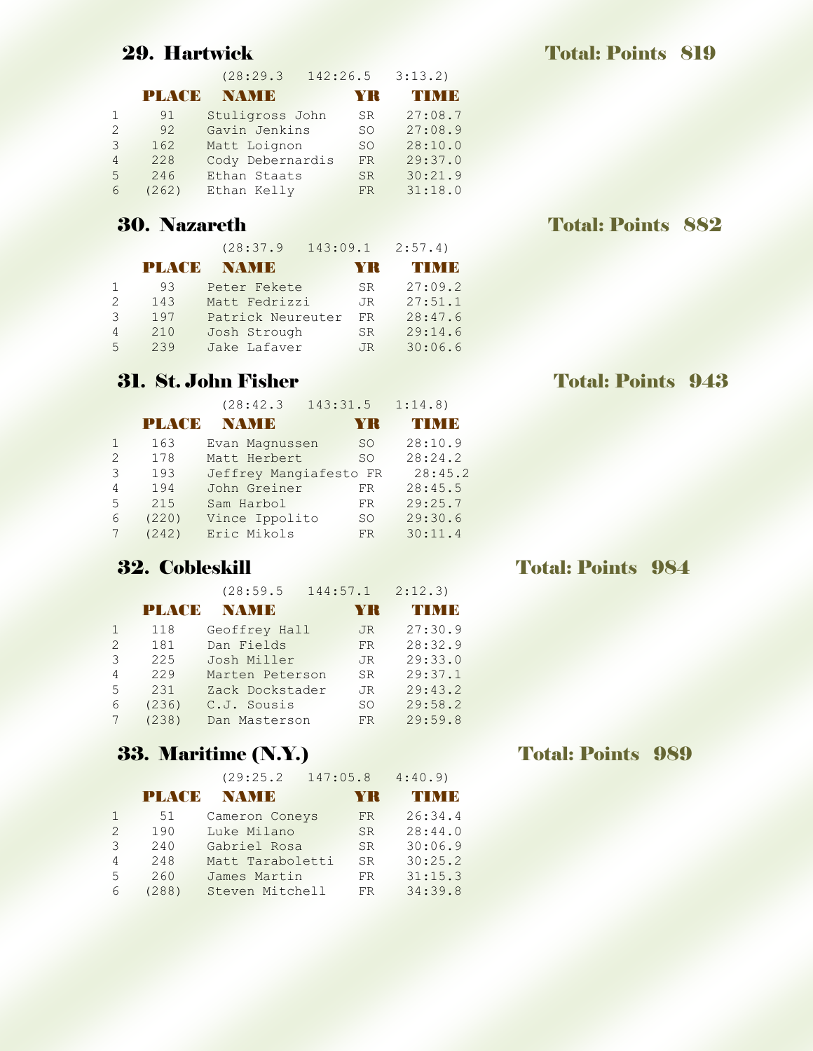## 29. Hartwick — Total: Points 819

(28:29.3 142:26.5 3:13.2)

| | PLACE | NAME | YR | TIME |
|---|---|---|---|---|
| 1 | 91 | Stuligross John | SR | 27:08.7 |
| 2 | 92 | Gavin Jenkins | SO | 27:08.9 |
| 3 | 162 | Matt Loignon | SO | 28:10.0 |
| 4 | 228 | Cody Debernardis | FR | 29:37.0 |
| 5 | 246 | Ethan Staats | SR | 30:21.9 |
| 6 | (262) | Ethan Kelly | FR | 31:18.0 |

## 30. Nazareth — Total: Points 882

(28:37.9 143:09.1 2:57.4)

| | PLACE | NAME | YR | TIME |
|---|---|---|---|---|
| 1 | 93 | Peter Fekete | SR | 27:09.2 |
| 2 | 143 | Matt Fedrizzi | JR | 27:51.1 |
| 3 | 197 | Patrick Neureuter | FR | 28:47.6 |
| 4 | 210 | Josh Strough | SR | 29:14.6 |
| 5 | 239 | Jake Lafaver | JR | 30:06.6 |

## 31. St. John Fisher — Total: Points 943

(28:42.3 143:31.5 1:14.8)

| | PLACE | NAME | YR | TIME |
|---|---|---|---|---|
| 1 | 163 | Evan Magnussen | SO | 28:10.9 |
| 2 | 178 | Matt Herbert | SO | 28:24.2 |
| 3 | 193 | Jeffrey Mangiafesto | FR | 28:45.2 |
| 4 | 194 | John Greiner | FR | 28:45.5 |
| 5 | 215 | Sam Harbol | FR | 29:25.7 |
| 6 | (220) | Vince Ippolito | SO | 29:30.6 |
| 7 | (242) | Eric Mikols | FR | 30:11.4 |

## 32. Cobleskill — Total: Points 984

(28:59.5 144:57.1 2:12.3)

| | PLACE | NAME | YR | TIME |
|---|---|---|---|---|
| 1 | 118 | Geoffrey Hall | JR | 27:30.9 |
| 2 | 181 | Dan Fields | FR | 28:32.9 |
| 3 | 225 | Josh Miller | JR | 29:33.0 |
| 4 | 229 | Marten Peterson | SR | 29:37.1 |
| 5 | 231 | Zack Dockstader | JR | 29:43.2 |
| 6 | (236) | C.J. Sousis | SO | 29:58.2 |
| 7 | (238) | Dan Masterson | FR | 29:59.8 |

## 33. Maritime (N.Y.) — Total: Points 989

(29:25.2 147:05.8 4:40.9)

| | PLACE | NAME | YR | TIME |
|---|---|---|---|---|
| 1 | 51 | Cameron Coneys | FR | 26:34.4 |
| 2 | 190 | Luke Milano | SR | 28:44.0 |
| 3 | 240 | Gabriel Rosa | SR | 30:06.9 |
| 4 | 248 | Matt Taraboletti | SR | 30:25.2 |
| 5 | 260 | James Martin | FR | 31:15.3 |
| 6 | (288) | Steven Mitchell | FR | 34:39.8 |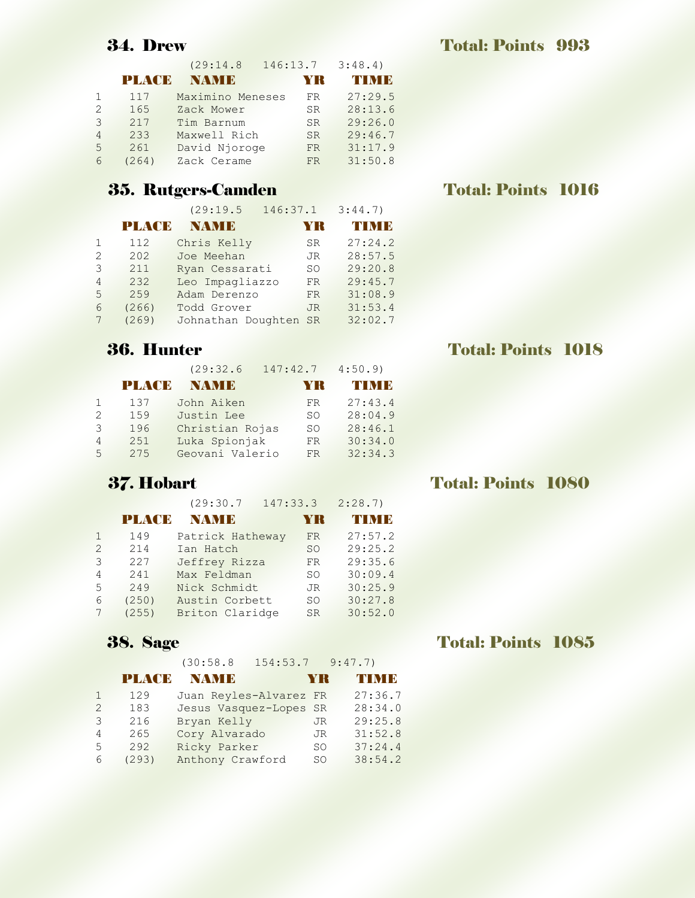## 34. Drew

**Total: Points 993**

(29:14.8 146:13.7 3:48.4)

| | PLACE | NAME | YR | TIME |
|---|---|---|---|---|
| 1 | 117 | Maximino Meneses | FR | 27:29.5 |
| 2 | 165 | Zack Mower | SR | 28:13.6 |
| 3 | 217 | Tim Barnum | SR | 29:26.0 |
| 4 | 233 | Maxwell Rich | SR | 29:46.7 |
| 5 | 261 | David Njoroge | FR | 31:17.9 |
| 6 | (264) | Zack Cerame | FR | 31:50.8 |

## 35. Rutgers-Camden

**Total: Points 1016**

(29:19.5 146:37.1 3:44.7)

| | PLACE | NAME | YR | TIME |
|---|---|---|---|---|
| 1 | 112 | Chris Kelly | SR | 27:24.2 |
| 2 | 202 | Joe Meehan | JR | 28:57.5 |
| 3 | 211 | Ryan Cessarati | SO | 29:20.8 |
| 4 | 232 | Leo Impagliazzo | FR | 29:45.7 |
| 5 | 259 | Adam Derenzo | FR | 31:08.9 |
| 6 | (266) | Todd Grover | JR | 31:53.4 |
| 7 | (269) | Johnathan Doughten | SR | 32:02.7 |

## 36. Hunter

**Total: Points 1018**

(29:32.6 147:42.7 4:50.9)

| | PLACE | NAME | YR | TIME |
|---|---|---|---|---|
| 1 | 137 | John Aiken | FR | 27:43.4 |
| 2 | 159 | Justin Lee | SO | 28:04.9 |
| 3 | 196 | Christian Rojas | SO | 28:46.1 |
| 4 | 251 | Luka Spionjak | FR | 30:34.0 |
| 5 | 275 | Geovani Valerio | FR | 32:34.3 |

## 37. Hobart

**Total: Points 1080**

(29:30.7 147:33.3 2:28.7)

| | PLACE | NAME | YR | TIME |
|---|---|---|---|---|
| 1 | 149 | Patrick Hatheway | FR | 27:57.2 |
| 2 | 214 | Ian Hatch | SO | 29:25.2 |
| 3 | 227 | Jeffrey Rizza | FR | 29:35.6 |
| 4 | 241 | Max Feldman | SO | 30:09.4 |
| 5 | 249 | Nick Schmidt | JR | 30:25.9 |
| 6 | (250) | Austin Corbett | SO | 30:27.8 |
| 7 | (255) | Briton Claridge | SR | 30:52.0 |

## 38. Sage

**Total: Points 1085**

(30:58.8 154:53.7 9:47.7)

| | PLACE | NAME | YR | TIME |
|---|---|---|---|---|
| 1 | 129 | Juan Reyles-Alvarez | FR | 27:36.7 |
| 2 | 183 | Jesus Vasquez-Lopes | SR | 28:34.0 |
| 3 | 216 | Bryan Kelly | JR | 29:25.8 |
| 4 | 265 | Cory Alvarado | JR | 31:52.8 |
| 5 | 292 | Ricky Parker | SO | 37:24.4 |
| 6 | (293) | Anthony Crawford | SO | 38:54.2 |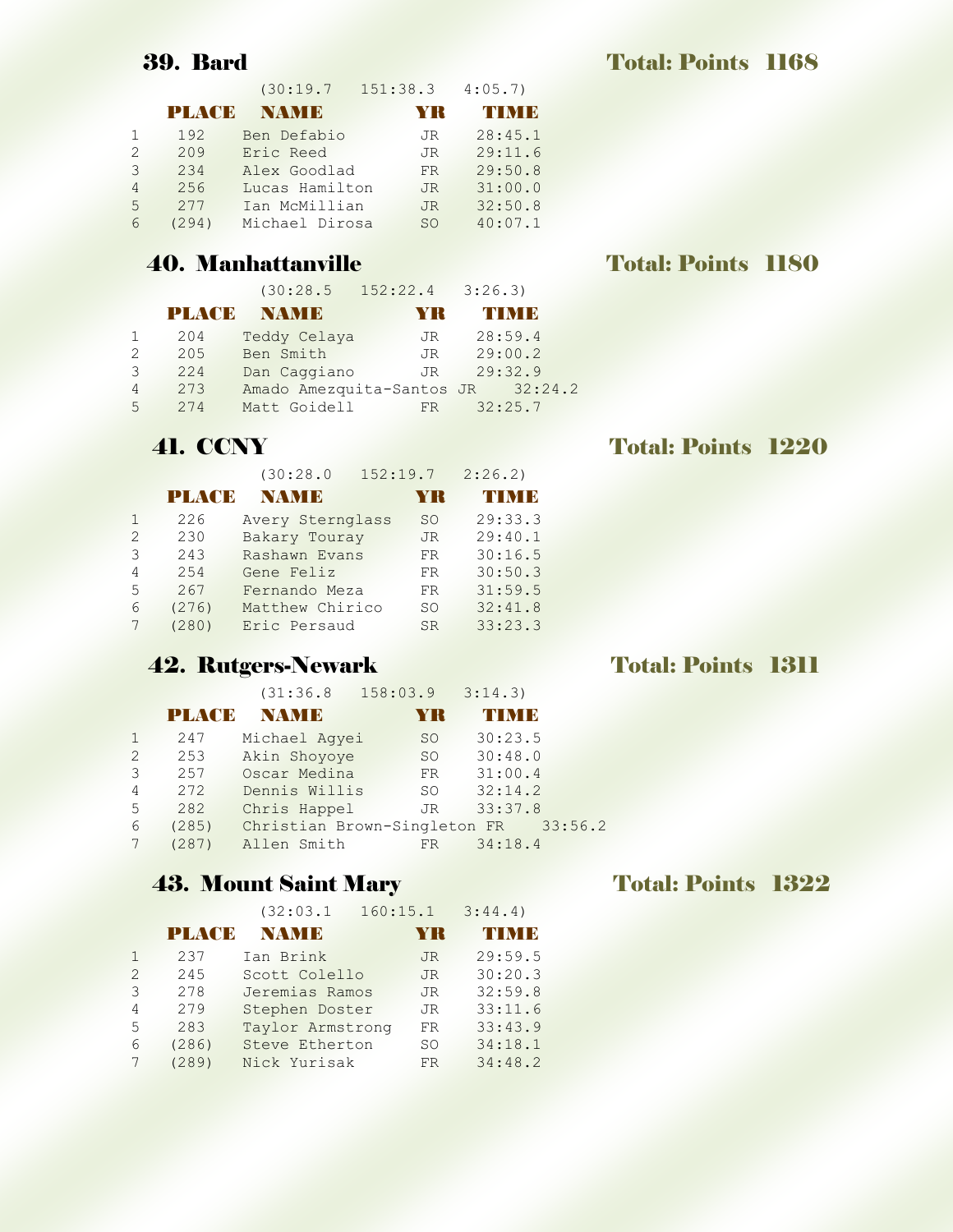## 39. Bard

**Total: Points 1168**

(30:19.7 151:38.3 4:05.7)

| | PLACE | NAME | YR | TIME |
|---|---|---|---|---|
| 1 | 192 | Ben Defabio | JR | 28:45.1 |
| 2 | 209 | Eric Reed | JR | 29:11.6 |
| 3 | 234 | Alex Goodlad | FR | 29:50.8 |
| 4 | 256 | Lucas Hamilton | JR | 31:00.0 |
| 5 | 277 | Ian McMillian | JR | 32:50.8 |
| 6 | (294) | Michael Dirosa | SO | 40:07.1 |

## 40. Manhattanville

**Total: Points 1180**

(30:28.5 152:22.4 3:26.3)

| | PLACE | NAME | YR | TIME |
|---|---|---|---|---|
| 1 | 204 | Teddy Celaya | JR | 28:59.4 |
| 2 | 205 | Ben Smith | JR | 29:00.2 |
| 3 | 224 | Dan Caggiano | JR | 29:32.9 |
| 4 | 273 | Amado Amezquita-Santos | JR | 32:24.2 |
| 5 | 274 | Matt Goidell | FR | 32:25.7 |

## 41. CCNY

**Total: Points 1220**

(30:28.0 152:19.7 2:26.2)

| | PLACE | NAME | YR | TIME |
|---|---|---|---|---|
| 1 | 226 | Avery Sternglass | SO | 29:33.3 |
| 2 | 230 | Bakary Touray | JR | 29:40.1 |
| 3 | 243 | Rashawn Evans | FR | 30:16.5 |
| 4 | 254 | Gene Feliz | FR | 30:50.3 |
| 5 | 267 | Fernando Meza | FR | 31:59.5 |
| 6 | (276) | Matthew Chirico | SO | 32:41.8 |
| 7 | (280) | Eric Persaud | SR | 33:23.3 |

## 42. Rutgers-Newark

**Total: Points 1311**

(31:36.8 158:03.9 3:14.3)

| | PLACE | NAME | YR | TIME |
|---|---|---|---|---|
| 1 | 247 | Michael Agyei | SO | 30:23.5 |
| 2 | 253 | Akin Shoyoye | SO | 30:48.0 |
| 3 | 257 | Oscar Medina | FR | 31:00.4 |
| 4 | 272 | Dennis Willis | SO | 32:14.2 |
| 5 | 282 | Chris Happel | JR | 33:37.8 |
| 6 | (285) | Christian Brown-Singleton | FR | 33:56.2 |
| 7 | (287) | Allen Smith | FR | 34:18.4 |

## 43. Mount Saint Mary

**Total: Points 1322**

(32:03.1 160:15.1 3:44.4)

| | PLACE | NAME | YR | TIME |
|---|---|---|---|---|
| 1 | 237 | Ian Brink | JR | 29:59.5 |
| 2 | 245 | Scott Colello | JR | 30:20.3 |
| 3 | 278 | Jeremias Ramos | JR | 32:59.8 |
| 4 | 279 | Stephen Doster | JR | 33:11.6 |
| 5 | 283 | Taylor Armstrong | FR | 33:43.9 |
| 6 | (286) | Steve Etherton | SO | 34:18.1 |
| 7 | (289) | Nick Yurisak | FR | 34:48.2 |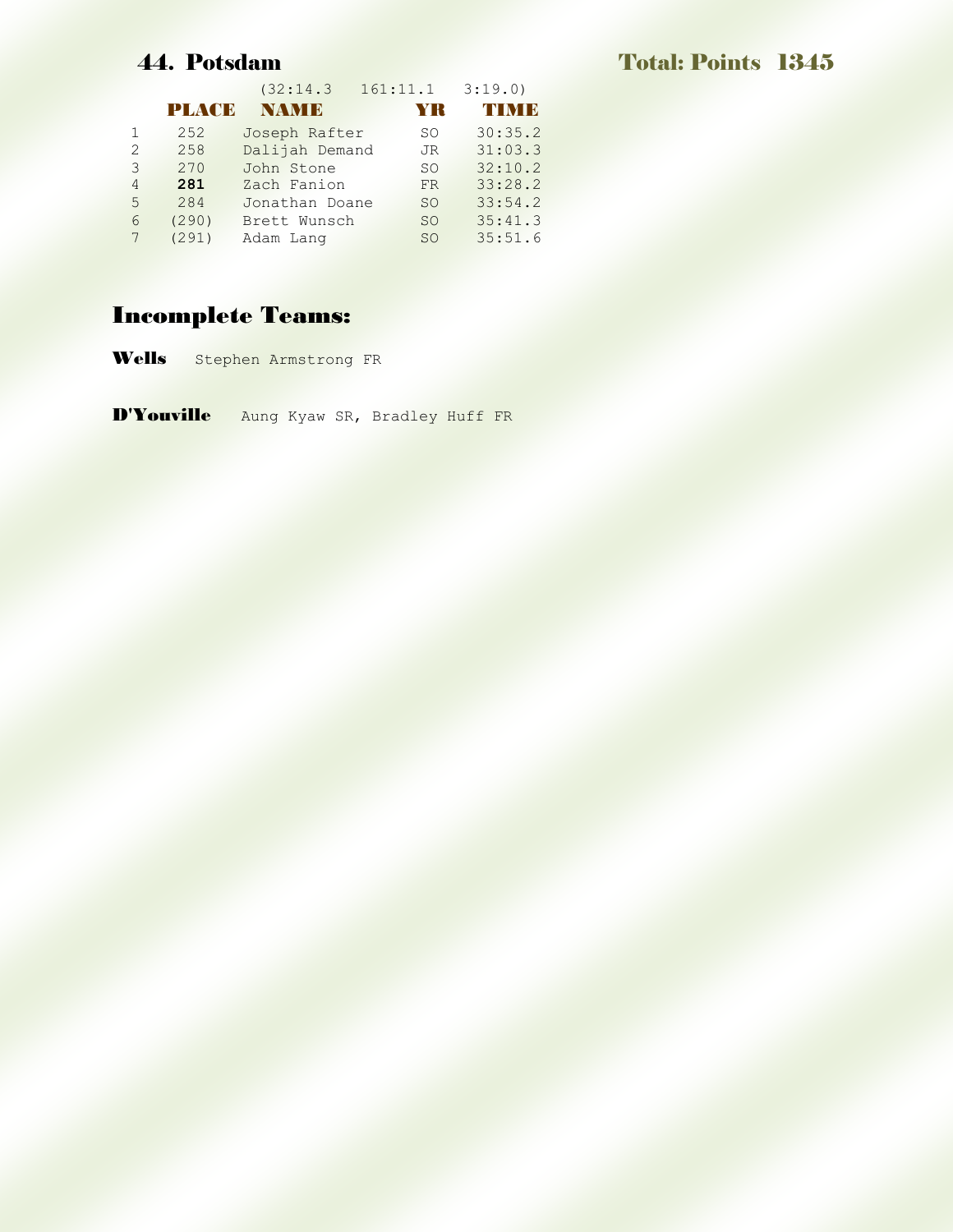## 44. Potsdam

**Total: Points 1345**

(32:14.3 161:11.1 3:19.0)

| | PLACE | NAME | YR | TIME |
|---|---|---|---|---|
| 1 | 252 | Joseph Rafter | SO | 30:35.2 |
| 2 | 258 | Dalijah Demand | JR | 31:03.3 |
| 3 | 270 | John Stone | SO | 32:10.2 |
| 4 | **281** | Zach Fanion | FR | 33:28.2 |
| 5 | 284 | Jonathan Doane | SO | 33:54.2 |
| 6 | (290) | Brett Wunsch | SO | 35:41.3 |
| 7 | (291) | Adam Lang | SO | 35:51.6 |

## Incomplete Teams:

**Wells** Stephen Armstrong FR

**D'Youville** Aung Kyaw SR, Bradley Huff FR